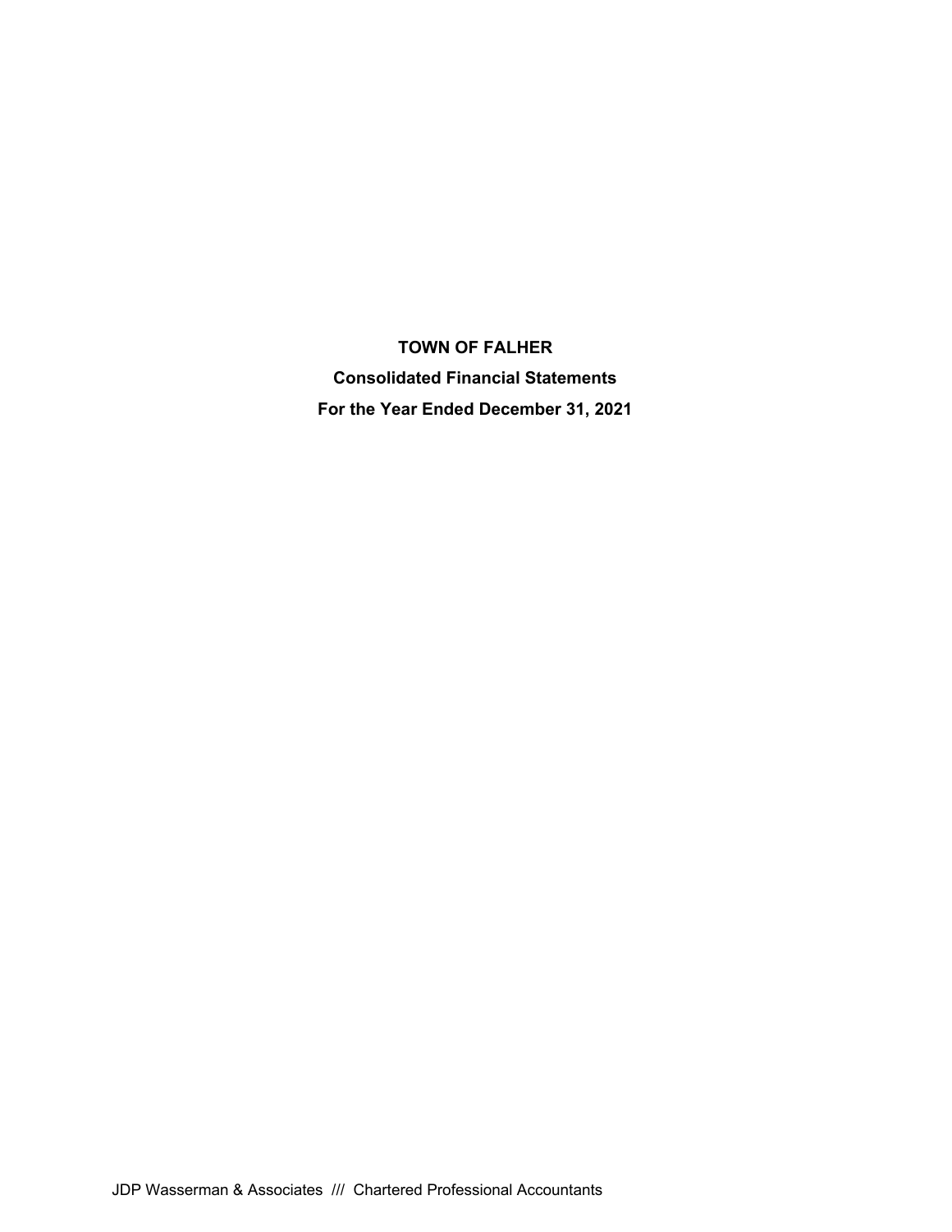# TOWN OF FALHER

## Consolidated Financial Statements

## For the Year Ended December 31, 2021

JDP Wasserman & Associates /// Chartered Professional Accountants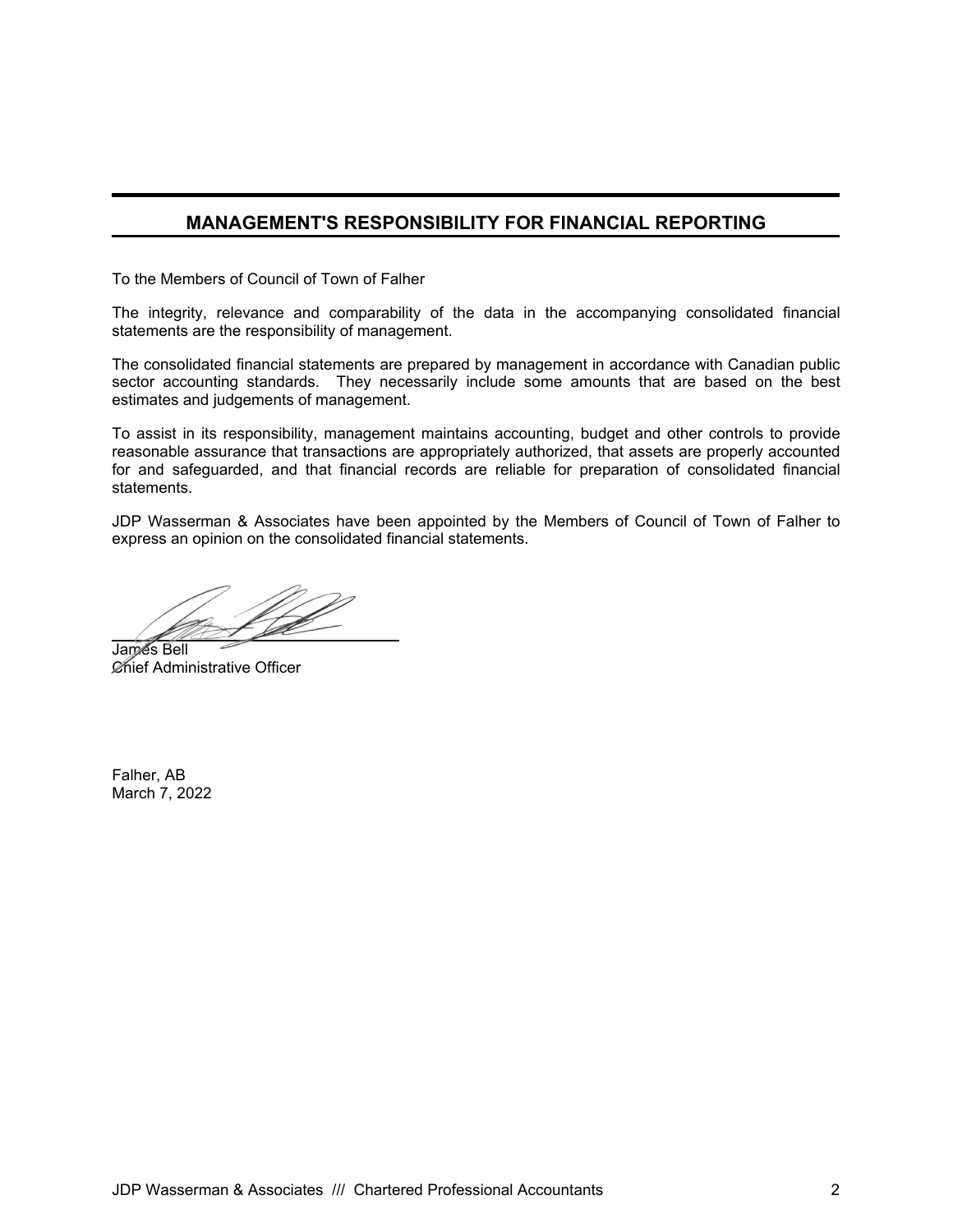## MANAGEMENT'S RESPONSIBILITY FOR FINANCIAL REPORTING

To the Members of Council of Town of Falher

The integrity, relevance and comparability of the data in the accompanying consolidated financial statements are the responsibility of management.

The consolidated financial statements are prepared by management in accordance with Canadian public sector accounting standards. They necessarily include some amounts that are based on the best estimates and judgements of management.

To assist in its responsibility, management maintains accounting, budget and other controls to provide reasonable assurance that transactions are appropriately authorized, that assets are properly accounted for and safeguarded, and that financial records are reliable for preparation of consolidated financial statements.

JDP Wasserman & Associates have been appointed by the Members of Council of Town of Falher to express an opinion on the consolidated financial statements.

James Bell
Chief Administrative Officer

Falher, AB
March 7, 2022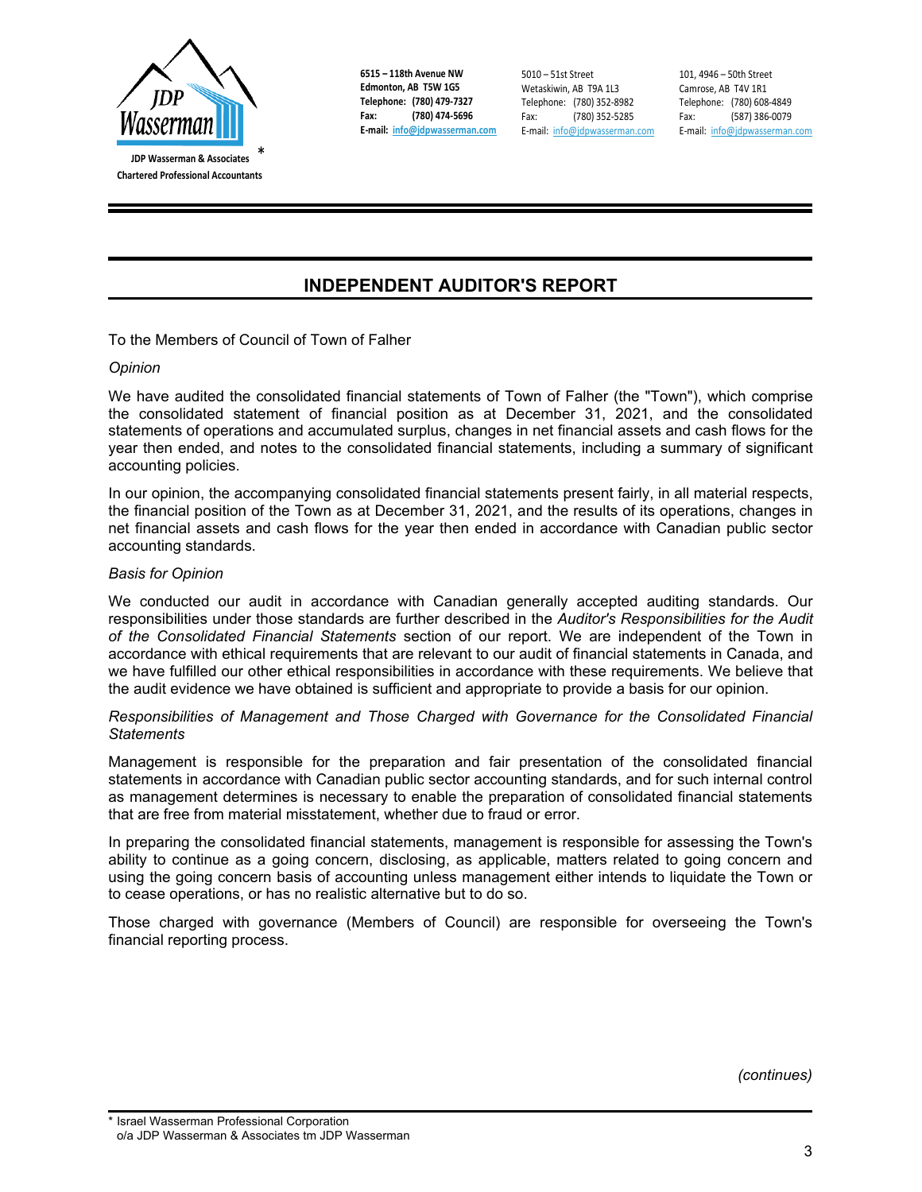JDP Wasserman & Associates *
Chartered Professional Accountants

**6515 – 118th Avenue NW**
**Edmonton, AB T5W 1G5**
**Telephone: (780) 479-7327**
**Fax: (780) 474-5696**
**E-mail: info@jdpwasserman.com**

5010 – 51st Street
Wetaskiwin, AB T9A 1L3
Telephone: (780) 352-8982
Fax: (780) 352-5285
E-mail: info@jdpwasserman.com

101, 4946 – 50th Street
Camrose, AB T4V 1R1
Telephone: (780) 608-4849
Fax: (587) 386-0079
E-mail: info@jdpwasserman.com

# INDEPENDENT AUDITOR'S REPORT

To the Members of Council of Town of Falher

*Opinion*

We have audited the consolidated financial statements of Town of Falher (the "Town"), which comprise the consolidated statement of financial position as at December 31, 2021, and the consolidated statements of operations and accumulated surplus, changes in net financial assets and cash flows for the year then ended, and notes to the consolidated financial statements, including a summary of significant accounting policies.

In our opinion, the accompanying consolidated financial statements present fairly, in all material respects, the financial position of the Town as at December 31, 2021, and the results of its operations, changes in net financial assets and cash flows for the year then ended in accordance with Canadian public sector accounting standards.

*Basis for Opinion*

We conducted our audit in accordance with Canadian generally accepted auditing standards. Our responsibilities under those standards are further described in the *Auditor's Responsibilities for the Audit of the Consolidated Financial Statements* section of our report. We are independent of the Town in accordance with ethical requirements that are relevant to our audit of financial statements in Canada, and we have fulfilled our other ethical responsibilities in accordance with these requirements. We believe that the audit evidence we have obtained is sufficient and appropriate to provide a basis for our opinion.

*Responsibilities of Management and Those Charged with Governance for the Consolidated Financial Statements*

Management is responsible for the preparation and fair presentation of the consolidated financial statements in accordance with Canadian public sector accounting standards, and for such internal control as management determines is necessary to enable the preparation of consolidated financial statements that are free from material misstatement, whether due to fraud or error.

In preparing the consolidated financial statements, management is responsible for assessing the Town's ability to continue as a going concern, disclosing, as applicable, matters related to going concern and using the going concern basis of accounting unless management either intends to liquidate the Town or to cease operations, or has no realistic alternative but to do so.

Those charged with governance (Members of Council) are responsible for overseeing the Town's financial reporting process.

*(continues)*

\* Israel Wasserman Professional Corporation
o/a JDP Wasserman & Associates tm JDP Wasserman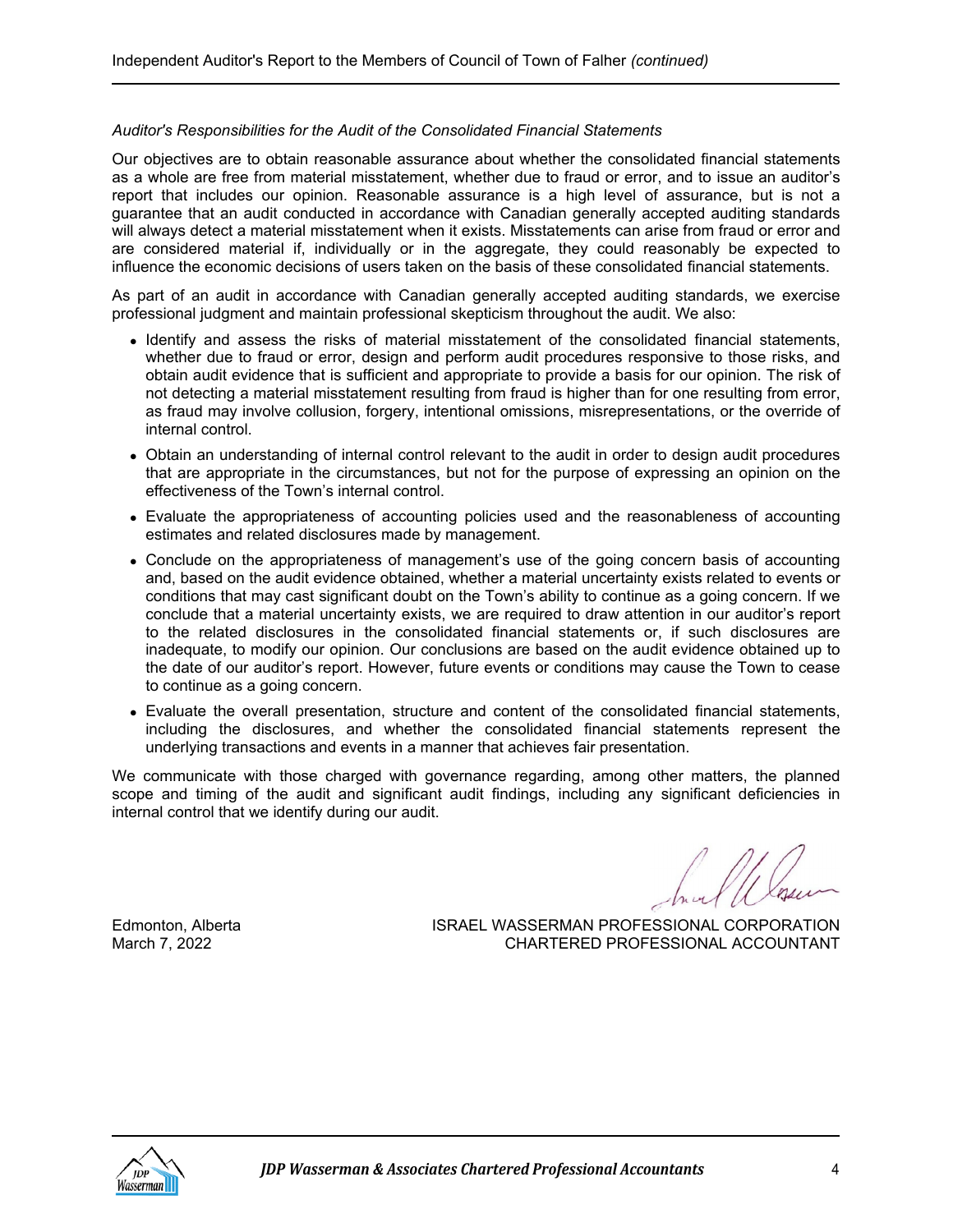*Auditor's Responsibilities for the Audit of the Consolidated Financial Statements*

Our objectives are to obtain reasonable assurance about whether the consolidated financial statements as a whole are free from material misstatement, whether due to fraud or error, and to issue an auditor's report that includes our opinion. Reasonable assurance is a high level of assurance, but is not a guarantee that an audit conducted in accordance with Canadian generally accepted auditing standards will always detect a material misstatement when it exists. Misstatements can arise from fraud or error and are considered material if, individually or in the aggregate, they could reasonably be expected to influence the economic decisions of users taken on the basis of these consolidated financial statements.

As part of an audit in accordance with Canadian generally accepted auditing standards, we exercise professional judgment and maintain professional skepticism throughout the audit. We also:

- Identify and assess the risks of material misstatement of the consolidated financial statements, whether due to fraud or error, design and perform audit procedures responsive to those risks, and obtain audit evidence that is sufficient and appropriate to provide a basis for our opinion. The risk of not detecting a material misstatement resulting from fraud is higher than for one resulting from error, as fraud may involve collusion, forgery, intentional omissions, misrepresentations, or the override of internal control.
- Obtain an understanding of internal control relevant to the audit in order to design audit procedures that are appropriate in the circumstances, but not for the purpose of expressing an opinion on the effectiveness of the Town's internal control.
- Evaluate the appropriateness of accounting policies used and the reasonableness of accounting estimates and related disclosures made by management.
- Conclude on the appropriateness of management's use of the going concern basis of accounting and, based on the audit evidence obtained, whether a material uncertainty exists related to events or conditions that may cast significant doubt on the Town's ability to continue as a going concern. If we conclude that a material uncertainty exists, we are required to draw attention in our auditor's report to the related disclosures in the consolidated financial statements or, if such disclosures are inadequate, to modify our opinion. Our conclusions are based on the audit evidence obtained up to the date of our auditor's report. However, future events or conditions may cause the Town to cease to continue as a going concern.
- Evaluate the overall presentation, structure and content of the consolidated financial statements, including the disclosures, and whether the consolidated financial statements represent the underlying transactions and events in a manner that achieves fair presentation.

We communicate with those charged with governance regarding, among other matters, the planned scope and timing of the audit and significant audit findings, including any significant deficiencies in internal control that we identify during our audit.

Edmonton, Alberta
March 7, 2022

ISRAEL WASSERMAN PROFESSIONAL CORPORATION
CHARTERED PROFESSIONAL ACCOUNTANT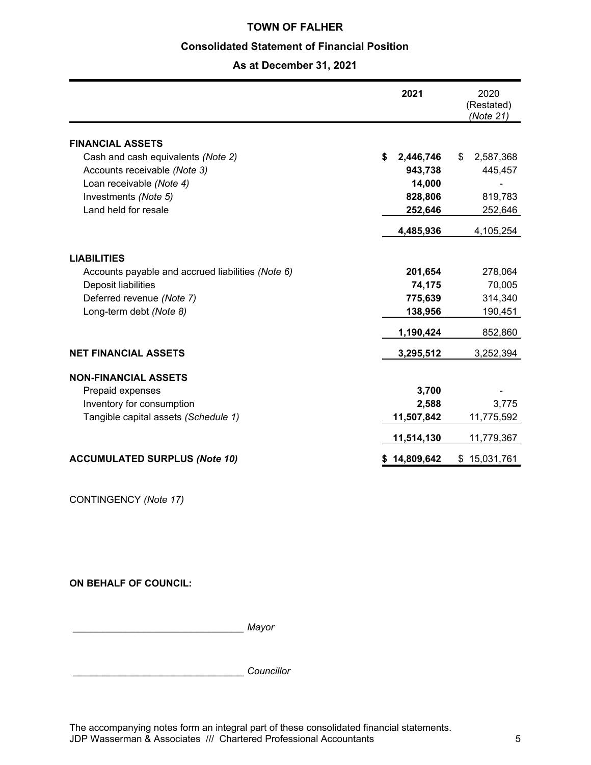# TOWN OF FALHER

## Consolidated Statement of Financial Position

### As at December 31, 2021

| | **2021** | 2020 (Restated) *(Note 21)* |
|---|---|---|
| **FINANCIAL ASSETS** | | |
| Cash and cash equivalents *(Note 2)* | **$ 2,446,746** | $ 2,587,368 |
| Accounts receivable *(Note 3)* | **943,738** | 445,457 |
| Loan receivable *(Note 4)* | **14,000** | - |
| Investments *(Note 5)* | **828,806** | 819,783 |
| Land held for resale | **252,646** | 252,646 |
| | **4,485,936** | 4,105,254 |
| **LIABILITIES** | | |
| Accounts payable and accrued liabilities *(Note 6)* | **201,654** | 278,064 |
| Deposit liabilities | **74,175** | 70,005 |
| Deferred revenue *(Note 7)* | **775,639** | 314,340 |
| Long-term debt *(Note 8)* | **138,956** | 190,451 |
| | **1,190,424** | 852,860 |
| **NET FINANCIAL ASSETS** | **3,295,512** | 3,252,394 |
| **NON-FINANCIAL ASSETS** | | |
| Prepaid expenses | **3,700** | - |
| Inventory for consumption | **2,588** | 3,775 |
| Tangible capital assets *(Schedule 1)* | **11,507,842** | 11,775,592 |
| | **11,514,130** | 11,779,367 |
| **ACCUMULATED SURPLUS *(Note 10)*** | **$ 14,809,642** | $ 15,031,761 |

CONTINGENCY *(Note 17)*

**ON BEHALF OF COUNCIL:**

_______________________________ *Mayor*

_______________________________ *Councillor*

The accompanying notes form an integral part of these consolidated financial statements.
JDP Wasserman & Associates /// Chartered Professional Accountants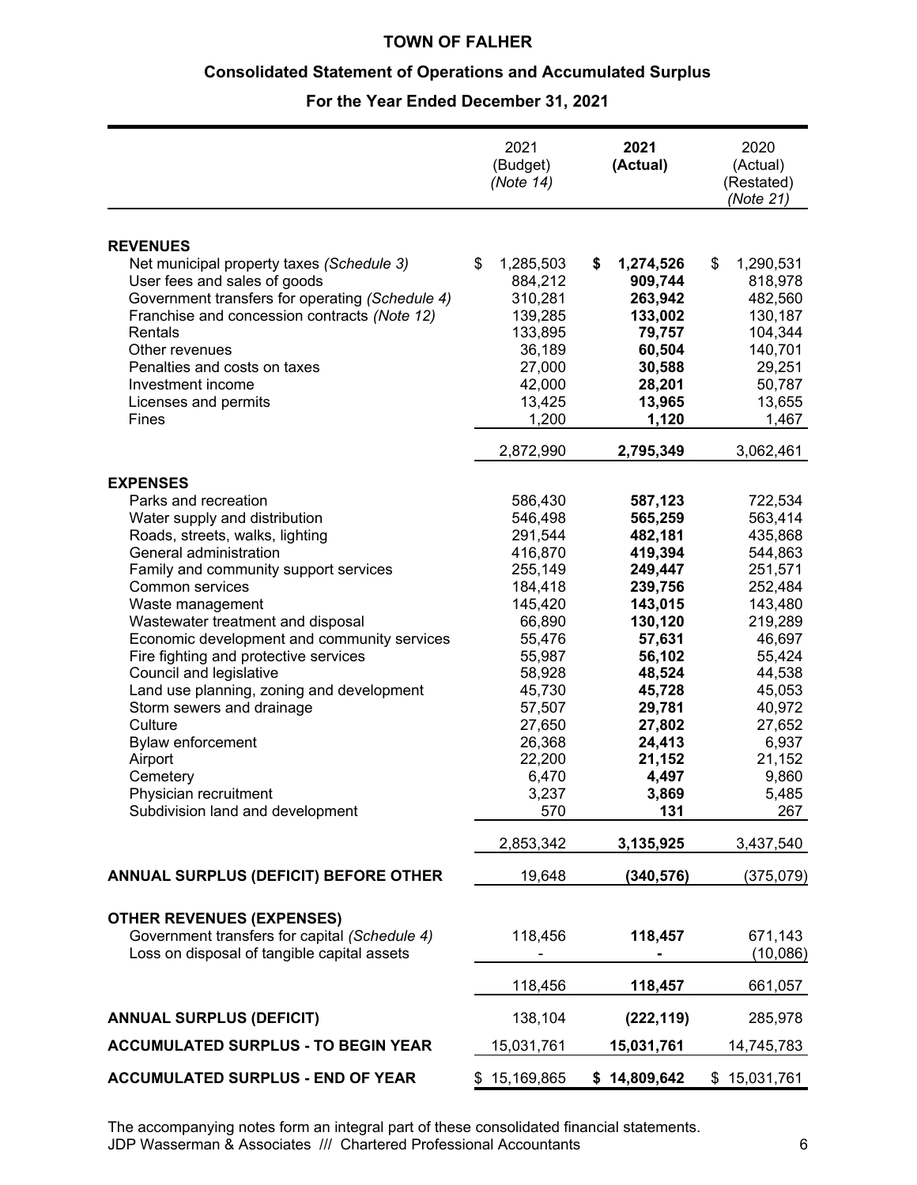# TOWN OF FALHER

## Consolidated Statement of Operations and Accumulated Surplus

### For the Year Ended December 31, 2021

| | 2021 (Budget) *(Note 14)* | **2021 (Actual)** | 2020 (Actual) (Restated) *(Note 21)* |
|---|---|---|---|
| **REVENUES** | | | |
| Net municipal property taxes *(Schedule 3)* | $ 1,285,503 | **$ 1,274,526** | $ 1,290,531 |
| User fees and sales of goods | 884,212 | **909,744** | 818,978 |
| Government transfers for operating *(Schedule 4)* | 310,281 | **263,942** | 482,560 |
| Franchise and concession contracts *(Note 12)* | 139,285 | **133,002** | 130,187 |
| Rentals | 133,895 | **79,757** | 104,344 |
| Other revenues | 36,189 | **60,504** | 140,701 |
| Penalties and costs on taxes | 27,000 | **30,588** | 29,251 |
| Investment income | 42,000 | **28,201** | 50,787 |
| Licenses and permits | 13,425 | **13,965** | 13,655 |
| Fines | 1,200 | **1,120** | 1,467 |
| | 2,872,990 | **2,795,349** | 3,062,461 |
| **EXPENSES** | | | |
| Parks and recreation | 586,430 | **587,123** | 722,534 |
| Water supply and distribution | 546,498 | **565,259** | 563,414 |
| Roads, streets, walks, lighting | 291,544 | **482,181** | 435,868 |
| General administration | 416,870 | **419,394** | 544,863 |
| Family and community support services | 255,149 | **249,447** | 251,571 |
| Common services | 184,418 | **239,756** | 252,484 |
| Waste management | 145,420 | **143,015** | 143,480 |
| Wastewater treatment and disposal | 66,890 | **130,120** | 219,289 |
| Economic development and community services | 55,476 | **57,631** | 46,697 |
| Fire fighting and protective services | 55,987 | **56,102** | 55,424 |
| Council and legislative | 58,928 | **48,524** | 44,538 |
| Land use planning, zoning and development | 45,730 | **45,728** | 45,053 |
| Storm sewers and drainage | 57,507 | **29,781** | 40,972 |
| Culture | 27,650 | **27,802** | 27,652 |
| Bylaw enforcement | 26,368 | **24,413** | 6,937 |
| Airport | 22,200 | **21,152** | 21,152 |
| Cemetery | 6,470 | **4,497** | 9,860 |
| Physician recruitment | 3,237 | **3,869** | 5,485 |
| Subdivision land and development | 570 | **131** | 267 |
| | 2,853,342 | **3,135,925** | 3,437,540 |
| **ANNUAL SURPLUS (DEFICIT) BEFORE OTHER** | 19,648 | **(340,576)** | (375,079) |
| **OTHER REVENUES (EXPENSES)** | | | |
| Government transfers for capital *(Schedule 4)* | 118,456 | **118,457** | 671,143 |
| Loss on disposal of tangible capital assets | - | **-** | (10,086) |
| | 118,456 | **118,457** | 661,057 |
| **ANNUAL SURPLUS (DEFICIT)** | 138,104 | **(222,119)** | 285,978 |
| **ACCUMULATED SURPLUS - TO BEGIN YEAR** | 15,031,761 | **15,031,761** | 14,745,783 |
| **ACCUMULATED SURPLUS - END OF YEAR** | $ 15,169,865 | **$ 14,809,642** | $ 15,031,761 |

The accompanying notes form an integral part of these consolidated financial statements.

JDP Wasserman & Associates /// Chartered Professional Accountants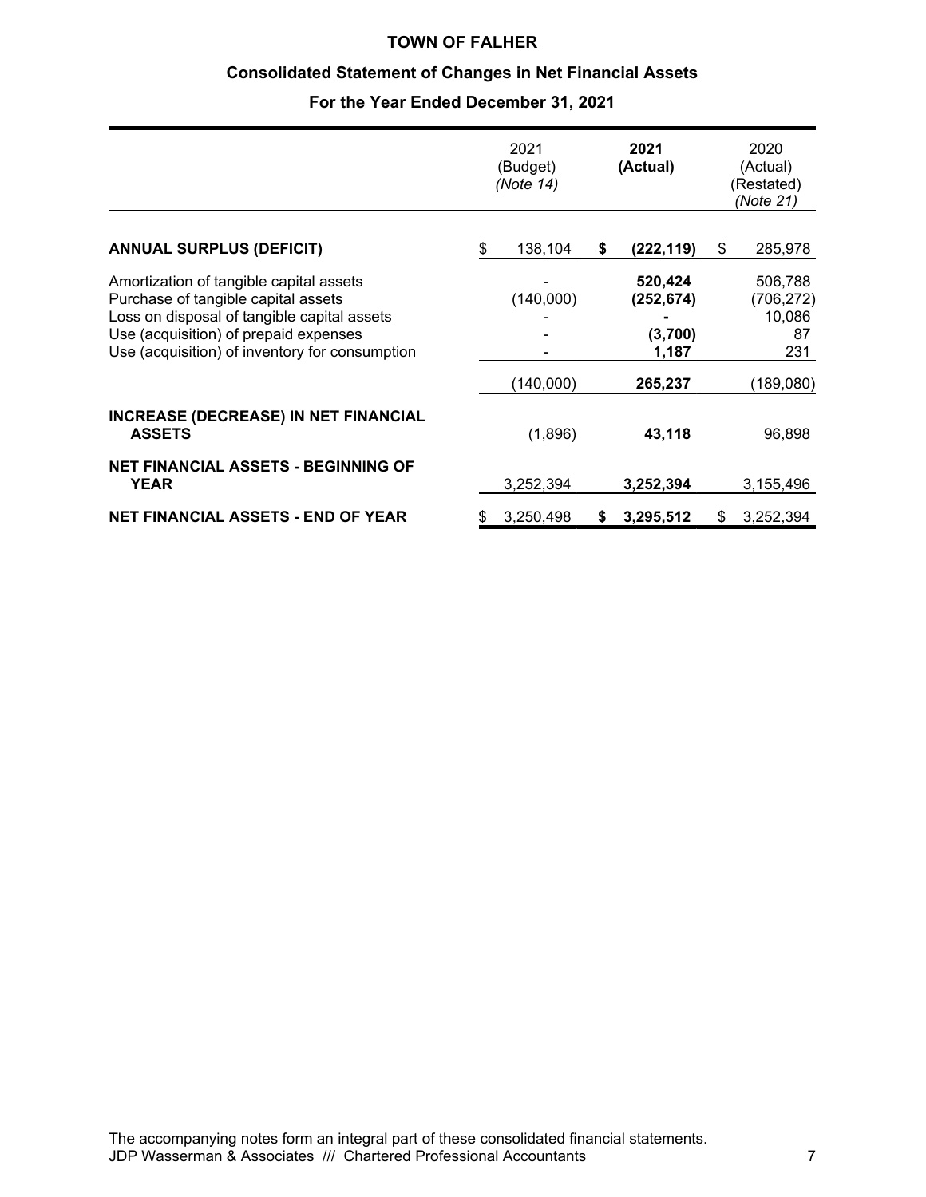# TOWN OF FALHER

## Consolidated Statement of Changes in Net Financial Assets

### For the Year Ended December 31, 2021

| | 2021 (Budget) *(Note 14)* | **2021 (Actual)** | 2020 (Actual) (Restated) *(Note 21)* |
|---|---|---|---|
| **ANNUAL SURPLUS (DEFICIT)** | $ 138,104 | **$ (222,119)** | $ 285,978 |
| Amortization of tangible capital assets | - | **520,424** | 506,788 |
| Purchase of tangible capital assets | (140,000) | **(252,674)** | (706,272) |
| Loss on disposal of tangible capital assets | - | **-** | 10,086 |
| Use (acquisition) of prepaid expenses | - | **(3,700)** | 87 |
| Use (acquisition) of inventory for consumption | - | **1,187** | 231 |
| | (140,000) | **265,237** | (189,080) |
| **INCREASE (DECREASE) IN NET FINANCIAL ASSETS** | (1,896) | **43,118** | 96,898 |
| **NET FINANCIAL ASSETS - BEGINNING OF YEAR** | 3,252,394 | **3,252,394** | 3,155,496 |
| **NET FINANCIAL ASSETS - END OF YEAR** | $ 3,250,498 | **$ 3,295,512** | $ 3,252,394 |

The accompanying notes form an integral part of these consolidated financial statements.
JDP Wasserman & Associates /// Chartered Professional Accountants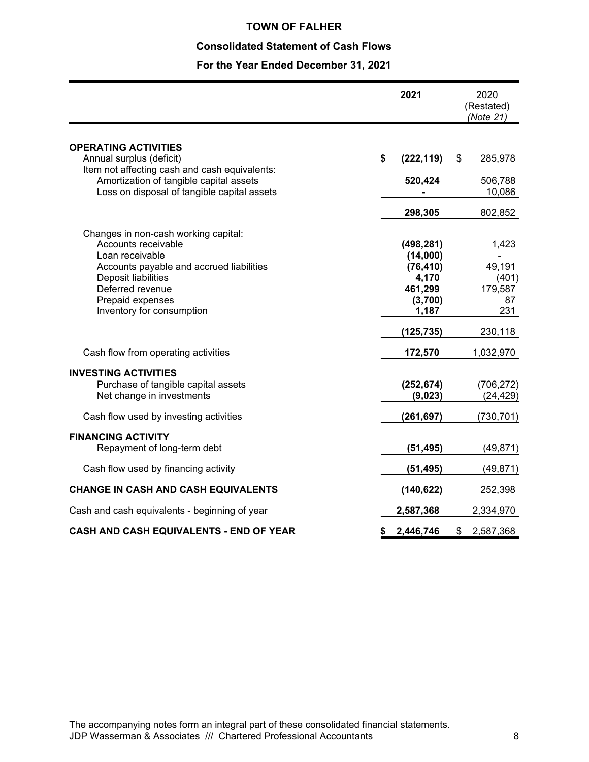# TOWN OF FALHER

## Consolidated Statement of Cash Flows

### For the Year Ended December 31, 2021

| | 2021 | 2020 (Restated) *(Note 21)* |
|---|---|---|
| **OPERATING ACTIVITIES** | | |
| Annual surplus (deficit) | **$ (222,119)** | $ 285,978 |
| Item not affecting cash and cash equivalents: | | |
| Amortization of tangible capital assets | **520,424** | 506,788 |
| Loss on disposal of tangible capital assets | **-** | 10,086 |
| | **298,305** | 802,852 |
| Changes in non-cash working capital: | | |
| Accounts receivable | **(498,281)** | 1,423 |
| Loan receivable | **(14,000)** | - |
| Accounts payable and accrued liabilities | **(76,410)** | 49,191 |
| Deposit liabilities | **4,170** | (401) |
| Deferred revenue | **461,299** | 179,587 |
| Prepaid expenses | **(3,700)** | 87 |
| Inventory for consumption | **1,187** | 231 |
| | **(125,735)** | 230,118 |
| Cash flow from operating activities | **172,570** | 1,032,970 |
| **INVESTING ACTIVITIES** | | |
| Purchase of tangible capital assets | **(252,674)** | (706,272) |
| Net change in investments | **(9,023)** | (24,429) |
| Cash flow used by investing activities | **(261,697)** | (730,701) |
| **FINANCING ACTIVITY** | | |
| Repayment of long-term debt | **(51,495)** | (49,871) |
| Cash flow used by financing activity | **(51,495)** | (49,871) |
| **CHANGE IN CASH AND CASH EQUIVALENTS** | **(140,622)** | 252,398 |
| Cash and cash equivalents - beginning of year | **2,587,368** | 2,334,970 |
| **CASH AND CASH EQUIVALENTS - END OF YEAR** | **$ 2,446,746** | $ 2,587,368 |

The accompanying notes form an integral part of these consolidated financial statements.
JDP Wasserman & Associates /// Chartered Professional Accountants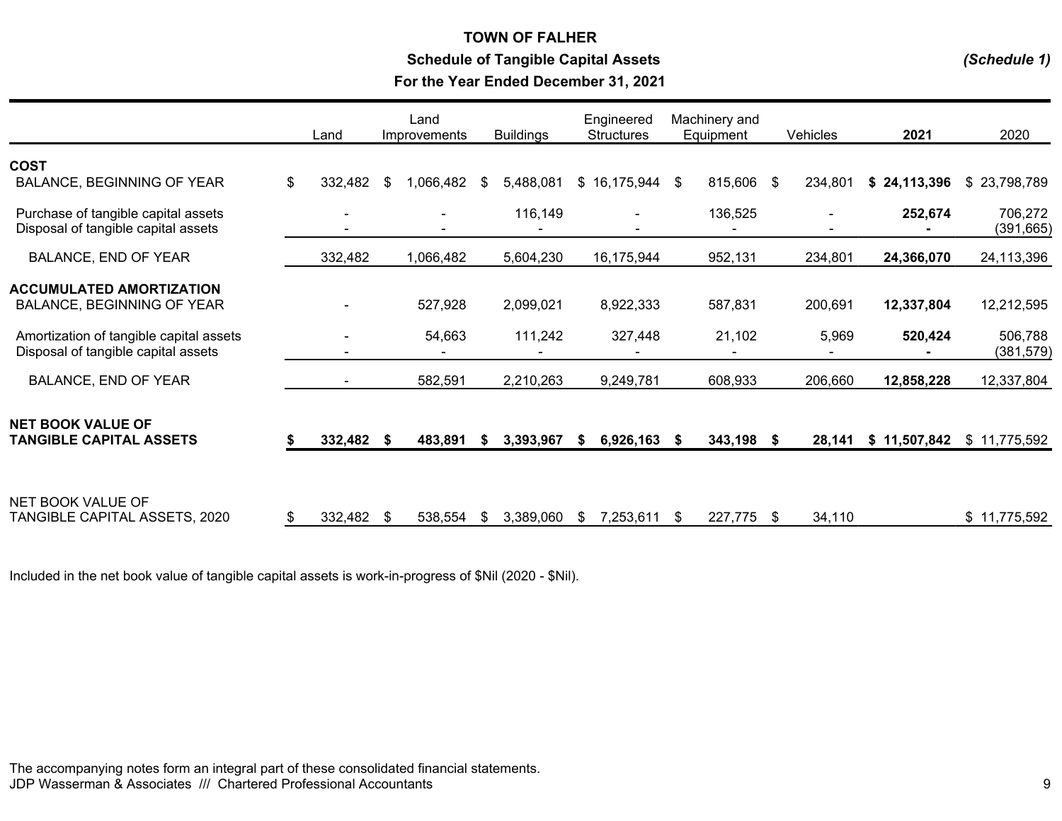# TOWN OF FALHER

## Schedule of Tangible Capital Assets

## For the Year Ended December 31, 2021

*(Schedule 1)*

| | Land | Land Improvements | Buildings | Engineered Structures | Machinery and Equipment | Vehicles | **2021** | 2020 |
|---|---|---|---|---|---|---|---|---|
| **COST** | | | | | | | | |
| BALANCE, BEGINNING OF YEAR | $ 332,482 | $ 1,066,482 | $ 5,488,081 | $ 16,175,944 | $ 815,606 | $ 234,801 | **$ 24,113,396** | $ 23,798,789 |
| Purchase of tangible capital assets | - | - | 116,149 | - | 136,525 | - | **252,674** | 706,272 |
| Disposal of tangible capital assets | - | - | - | - | - | - | **-** | (391,665) |
| BALANCE, END OF YEAR | 332,482 | 1,066,482 | 5,604,230 | 16,175,944 | 952,131 | 234,801 | **24,366,070** | 24,113,396 |
| **ACCUMULATED AMORTIZATION** | | | | | | | | |
| BALANCE, BEGINNING OF YEAR | - | 527,928 | 2,099,021 | 8,922,333 | 587,831 | 200,691 | **12,337,804** | 12,212,595 |
| Amortization of tangible capital assets | - | 54,663 | 111,242 | 327,448 | 21,102 | 5,969 | **520,424** | 506,788 |
| Disposal of tangible capital assets | - | - | - | - | - | - | **-** | (381,579) |
| BALANCE, END OF YEAR | - | 582,591 | 2,210,263 | 9,249,781 | 608,933 | 206,660 | **12,858,228** | 12,337,804 |
| **NET BOOK VALUE OF TANGIBLE CAPITAL ASSETS** | **$ 332,482** | **$ 483,891** | **$ 3,393,967** | **$ 6,926,163** | **$ 343,198** | **$ 28,141** | **$ 11,507,842** | $ 11,775,592 |
| NET BOOK VALUE OF TANGIBLE CAPITAL ASSETS, 2020 | $ 332,482 | $ 538,554 | $ 3,389,060 | $ 7,253,611 | $ 227,775 | $ 34,110 | | $ 11,775,592 |

Included in the net book value of tangible capital assets is work-in-progress of $Nil (2020 - $Nil).

The accompanying notes form an integral part of these consolidated financial statements.
JDP Wasserman & Associates /// Chartered Professional Accountants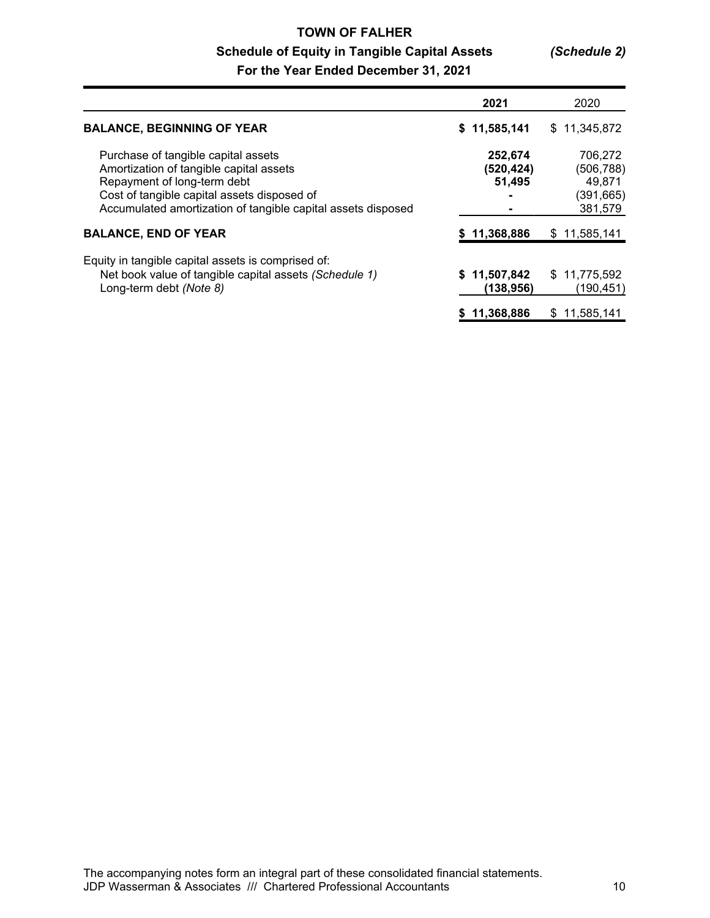# TOWN OF FALHER

## Schedule of Equity in Tangible Capital Assets *(Schedule 2)*

### For the Year Ended December 31, 2021

| | 2021 | 2020 |
|---|---|---|
| **BALANCE, BEGINNING OF YEAR** | **$ 11,585,141** | $ 11,345,872 |
| Purchase of tangible capital assets | **252,674** | 706,272 |
| Amortization of tangible capital assets | **(520,424)** | (506,788) |
| Repayment of long-term debt | **51,495** | 49,871 |
| Cost of tangible capital assets disposed of | **-** | (391,665) |
| Accumulated amortization of tangible capital assets disposed | **-** | 381,579 |
| **BALANCE, END OF YEAR** | **$ 11,368,886** | $ 11,585,141 |
| Equity in tangible capital assets is comprised of: | | |
| Net book value of tangible capital assets *(Schedule 1)* | **$ 11,507,842** | $ 11,775,592 |
| Long-term debt *(Note 8)* | **(138,956)** | (190,451) |
| | **$ 11,368,886** | $ 11,585,141 |

The accompanying notes form an integral part of these consolidated financial statements.
JDP Wasserman & Associates /// Chartered Professional Accountants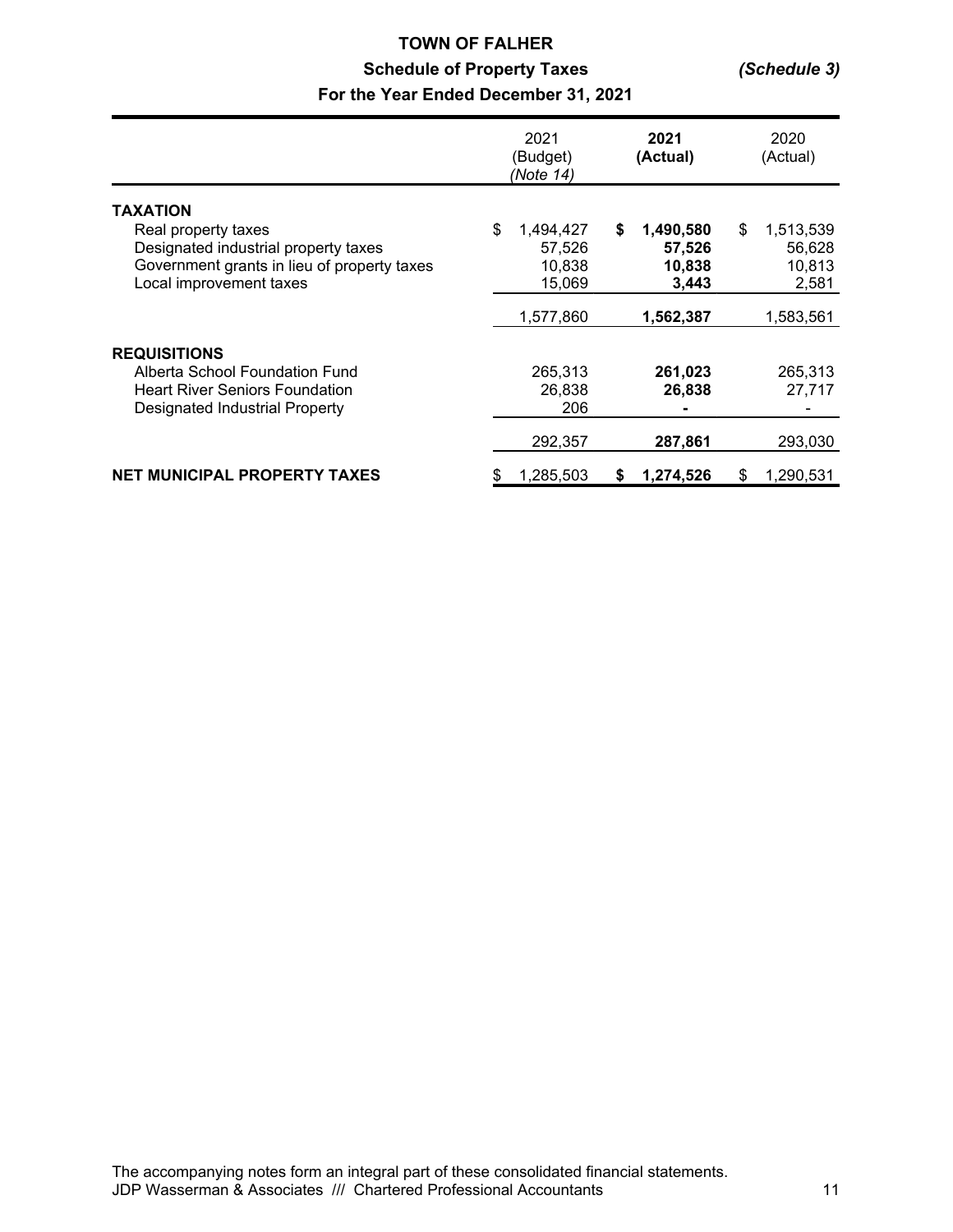# TOWN OF FALHER

## Schedule of Property Taxes *(Schedule 3)*

### For the Year Ended December 31, 2021

| | 2021 (Budget) *(Note 14)* | **2021 (Actual)** | 2020 (Actual) |
|---|---|---|---|
| **TAXATION** | | | |
| Real property taxes | $ 1,494,427 | **$ 1,490,580** | $ 1,513,539 |
| Designated industrial property taxes | 57,526 | **57,526** | 56,628 |
| Government grants in lieu of property taxes | 10,838 | **10,838** | 10,813 |
| Local improvement taxes | 15,069 | **3,443** | 2,581 |
| | 1,577,860 | **1,562,387** | 1,583,561 |
| **REQUISITIONS** | | | |
| Alberta School Foundation Fund | 265,313 | **261,023** | 265,313 |
| Heart River Seniors Foundation | 26,838 | **26,838** | 27,717 |
| Designated Industrial Property | 206 | **-** | - |
| | 292,357 | **287,861** | 293,030 |
| **NET MUNICIPAL PROPERTY TAXES** | $ 1,285,503 | **$ 1,274,526** | $ 1,290,531 |

The accompanying notes form an integral part of these consolidated financial statements.
JDP Wasserman & Associates /// Chartered Professional Accountants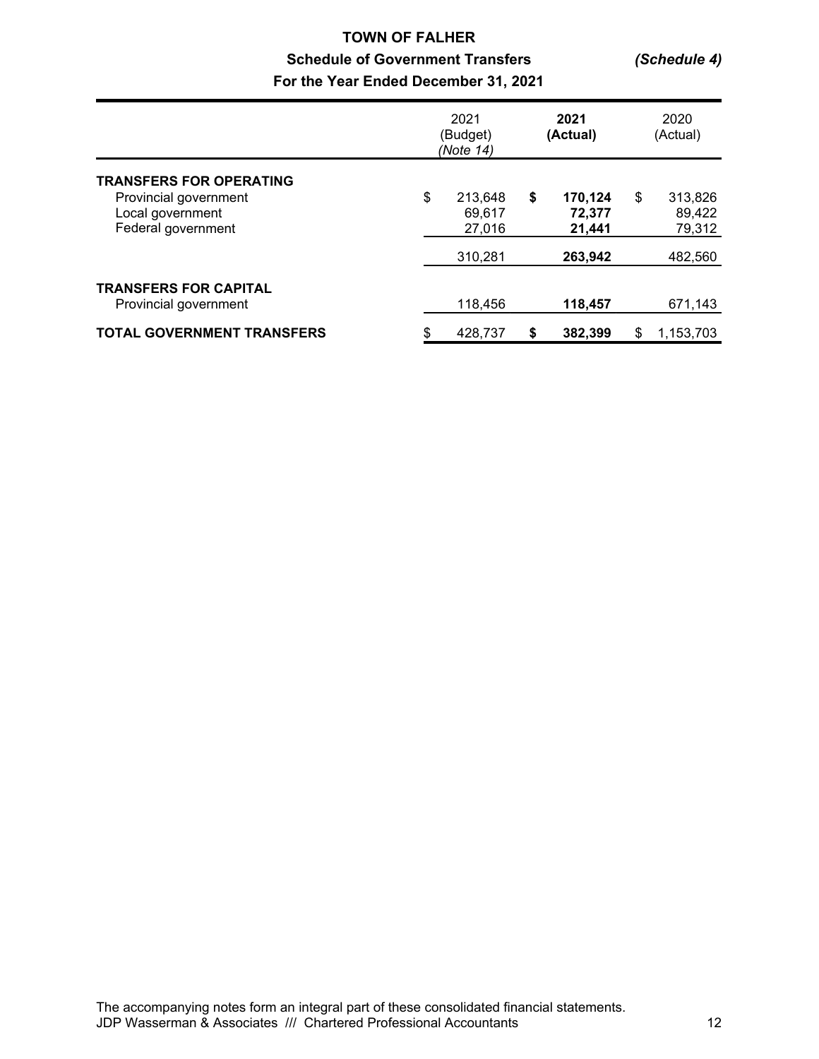# TOWN OF FALHER

## Schedule of Government Transfers *(Schedule 4)*

## For the Year Ended December 31, 2021

| | 2021 (Budget) *(Note 14)* | **2021 (Actual)** | 2020 (Actual) |
|---|---|---|---|
| **TRANSFERS FOR OPERATING** | | | |
| Provincial government | $ 213,648 | **$ 170,124** | $ 313,826 |
| Local government | 69,617 | **72,377** | 89,422 |
| Federal government | 27,016 | **21,441** | 79,312 |
| | 310,281 | **263,942** | 482,560 |
| **TRANSFERS FOR CAPITAL** | | | |
| Provincial government | 118,456 | **118,457** | 671,143 |
| **TOTAL GOVERNMENT TRANSFERS** | $ 428,737 | **$ 382,399** | $ 1,153,703 |

The accompanying notes form an integral part of these consolidated financial statements.
JDP Wasserman & Associates /// Chartered Professional Accountants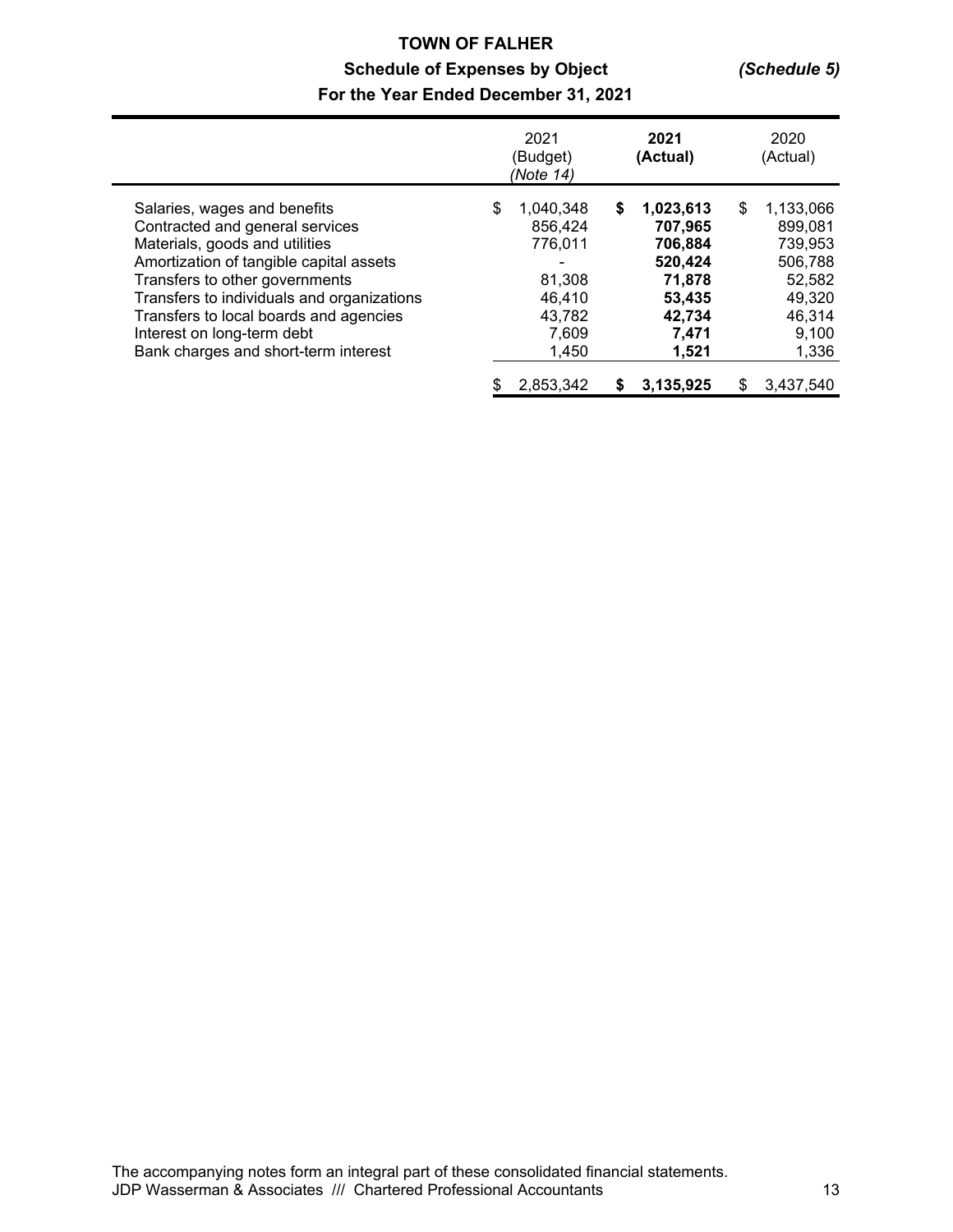# TOWN OF FALHER

## Schedule of Expenses by Object *(Schedule 5)*

### For the Year Ended December 31, 2021

| | 2021 (Budget) *(Note 14)* | **2021 (Actual)** | 2020 (Actual) |
|---|---|---|---|
| Salaries, wages and benefits | $ 1,040,348 | **$ 1,023,613** | $ 1,133,066 |
| Contracted and general services | 856,424 | **707,965** | 899,081 |
| Materials, goods and utilities | 776,011 | **706,884** | 739,953 |
| Amortization of tangible capital assets | - | **520,424** | 506,788 |
| Transfers to other governments | 81,308 | **71,878** | 52,582 |
| Transfers to individuals and organizations | 46,410 | **53,435** | 49,320 |
| Transfers to local boards and agencies | 43,782 | **42,734** | 46,314 |
| Interest on long-term debt | 7,609 | **7,471** | 9,100 |
| Bank charges and short-term interest | 1,450 | **1,521** | 1,336 |
| | $ 2,853,342 | **$ 3,135,925** | $ 3,437,540 |

The accompanying notes form an integral part of these consolidated financial statements.
JDP Wasserman & Associates /// Chartered Professional Accountants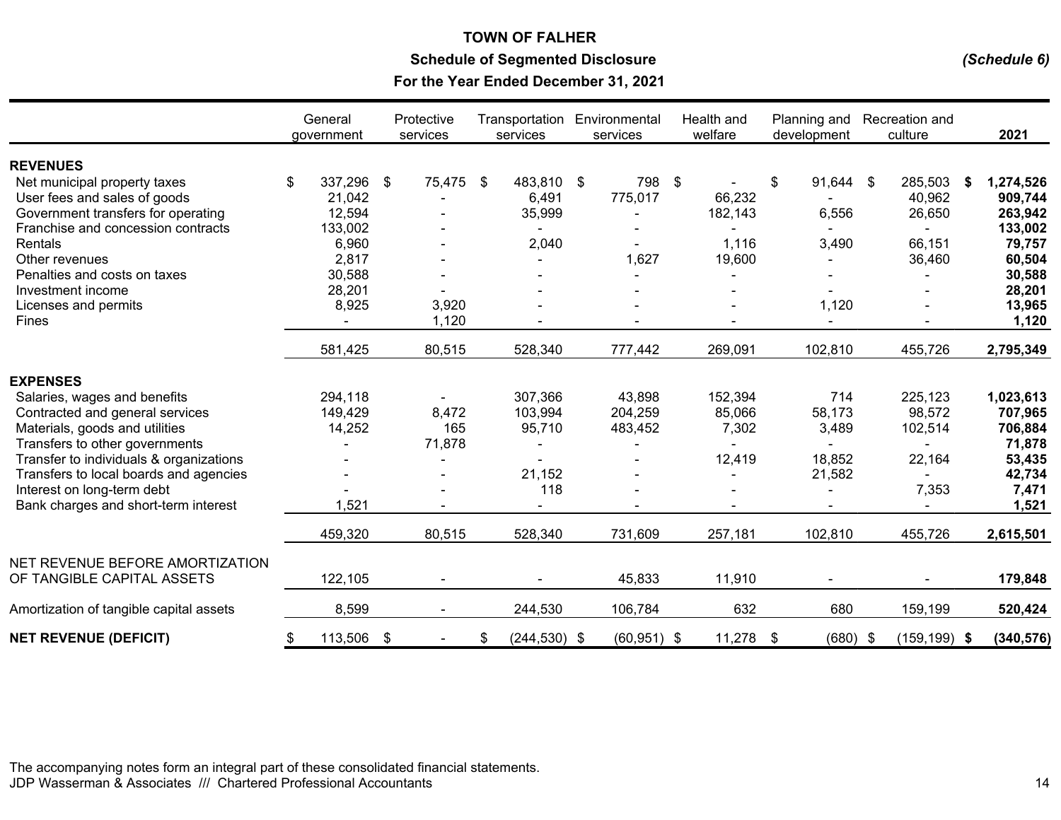# TOWN OF FALHER

## Schedule of Segmented Disclosure

### For the Year Ended December 31, 2021

*(Schedule 6)*

| | General government | Protective services | Transportation services | Environmental services | Health and welfare | Planning and development | Recreation and culture | **2021** |
|---|---|---|---|---|---|---|---|---|
| **REVENUES** | | | | | | | | |
| Net municipal property taxes | $ 337,296 | $ 75,475 | $ 483,810 | $ 798 | $ - | $ 91,644 | $ 285,503 | **$ 1,274,526** |
| User fees and sales of goods | 21,042 | - | 6,491 | 775,017 | 66,232 | - | 40,962 | **909,744** |
| Government transfers for operating | 12,594 | - | 35,999 | - | 182,143 | 6,556 | 26,650 | **263,942** |
| Franchise and concession contracts | 133,002 | - | - | - | - | - | - | **133,002** |
| Rentals | 6,960 | - | 2,040 | - | 1,116 | 3,490 | 66,151 | **79,757** |
| Other revenues | 2,817 | - | - | 1,627 | 19,600 | - | 36,460 | **60,504** |
| Penalties and costs on taxes | 30,588 | - | - | - | - | - | - | **30,588** |
| Investment income | 28,201 | - | - | - | - | - | - | **28,201** |
| Licenses and permits | 8,925 | 3,920 | - | - | - | 1,120 | - | **13,965** |
| Fines | - | 1,120 | - | - | - | - | - | **1,120** |
| | 581,425 | 80,515 | 528,340 | 777,442 | 269,091 | 102,810 | 455,726 | **2,795,349** |
| **EXPENSES** | | | | | | | | |
| Salaries, wages and benefits | 294,118 | - | 307,366 | 43,898 | 152,394 | 714 | 225,123 | **1,023,613** |
| Contracted and general services | 149,429 | 8,472 | 103,994 | 204,259 | 85,066 | 58,173 | 98,572 | **707,965** |
| Materials, goods and utilities | 14,252 | 165 | 95,710 | 483,452 | 7,302 | 3,489 | 102,514 | **706,884** |
| Transfers to other governments | - | 71,878 | - | - | - | - | - | **71,878** |
| Transfer to individuals & organizations | - | - | - | - | 12,419 | 18,852 | 22,164 | **53,435** |
| Transfers to local boards and agencies | - | - | 21,152 | - | - | 21,582 | - | **42,734** |
| Interest on long-term debt | - | - | 118 | - | - | - | 7,353 | **7,471** |
| Bank charges and short-term interest | 1,521 | - | - | - | - | - | - | **1,521** |
| | 459,320 | 80,515 | 528,340 | 731,609 | 257,181 | 102,810 | 455,726 | **2,615,501** |
| NET REVENUE BEFORE AMORTIZATION OF TANGIBLE CAPITAL ASSETS | 122,105 | - | - | 45,833 | 11,910 | - | - | **179,848** |
| Amortization of tangible capital assets | 8,599 | - | 244,530 | 106,784 | 632 | 680 | 159,199 | **520,424** |
| **NET REVENUE (DEFICIT)** | $ 113,506 | $ - | $ (244,530) | $ (60,951) | $ 11,278 | $ (680) | $ (159,199) | **$ (340,576)** |

The accompanying notes form an integral part of these consolidated financial statements.

JDP Wasserman & Associates /// Chartered Professional Accountants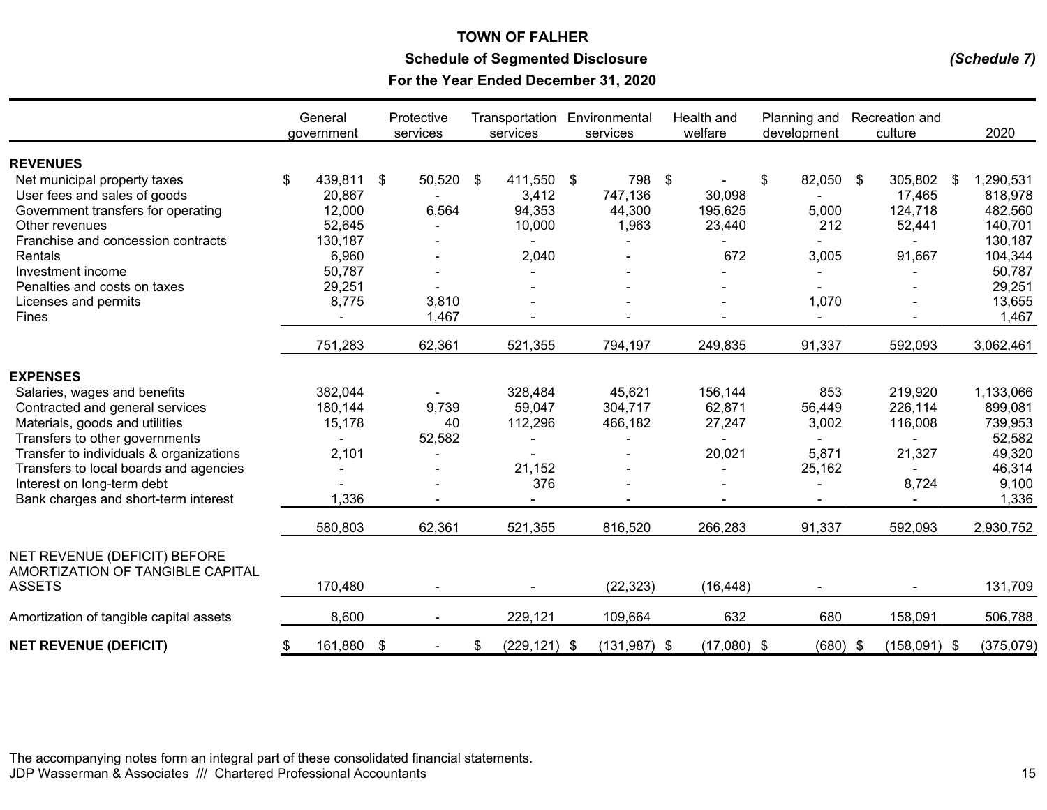# TOWN OF FALHER

## Schedule of Segmented Disclosure

## For the Year Ended December 31, 2020

*(Schedule 7)*

| | General government | Protective services | Transportation services | Environmental services | Health and welfare | Planning and development | Recreation and culture | 2020 |
|---|---|---|---|---|---|---|---|---|
| **REVENUES** | | | | | | | | |
| Net municipal property taxes | $ 439,811 | $ 50,520 | $ 411,550 | $ 798 | $ - | $ 82,050 | $ 305,802 | $ 1,290,531 |
| User fees and sales of goods | 20,867 | - | 3,412 | 747,136 | 30,098 | - | 17,465 | 818,978 |
| Government transfers for operating | 12,000 | 6,564 | 94,353 | 44,300 | 195,625 | 5,000 | 124,718 | 482,560 |
| Other revenues | 52,645 | - | 10,000 | 1,963 | 23,440 | 212 | 52,441 | 140,701 |
| Franchise and concession contracts | 130,187 | - | - | - | - | - | - | 130,187 |
| Rentals | 6,960 | - | 2,040 | - | 672 | 3,005 | 91,667 | 104,344 |
| Investment income | 50,787 | - | - | - | - | - | - | 50,787 |
| Penalties and costs on taxes | 29,251 | - | - | - | - | - | - | 29,251 |
| Licenses and permits | 8,775 | 3,810 | - | - | - | 1,070 | - | 13,655 |
| Fines | - | 1,467 | - | - | - | - | - | 1,467 |
| | 751,283 | 62,361 | 521,355 | 794,197 | 249,835 | 91,337 | 592,093 | 3,062,461 |
| **EXPENSES** | | | | | | | | |
| Salaries, wages and benefits | 382,044 | - | 328,484 | 45,621 | 156,144 | 853 | 219,920 | 1,133,066 |
| Contracted and general services | 180,144 | 9,739 | 59,047 | 304,717 | 62,871 | 56,449 | 226,114 | 899,081 |
| Materials, goods and utilities | 15,178 | 40 | 112,296 | 466,182 | 27,247 | 3,002 | 116,008 | 739,953 |
| Transfers to other governments | - | 52,582 | - | - | - | - | - | 52,582 |
| Transfer to individuals & organizations | 2,101 | - | - | - | 20,021 | 5,871 | 21,327 | 49,320 |
| Transfers to local boards and agencies | - | - | 21,152 | - | - | 25,162 | - | 46,314 |
| Interest on long-term debt | - | - | 376 | - | - | - | 8,724 | 9,100 |
| Bank charges and short-term interest | 1,336 | - | - | - | - | - | - | 1,336 |
| | 580,803 | 62,361 | 521,355 | 816,520 | 266,283 | 91,337 | 592,093 | 2,930,752 |
| NET REVENUE (DEFICIT) BEFORE AMORTIZATION OF TANGIBLE CAPITAL ASSETS | 170,480 | - | - | (22,323) | (16,448) | - | - | 131,709 |
| Amortization of tangible capital assets | 8,600 | - | 229,121 | 109,664 | 632 | 680 | 158,091 | 506,788 |
| **NET REVENUE (DEFICIT)** | $ 161,880 | $ - | $ (229,121) | $ (131,987) | $ (17,080) | $ (680) | $ (158,091) | $ (375,079) |

The accompanying notes form an integral part of these consolidated financial statements.

JDP Wasserman & Associates /// Chartered Professional Accountants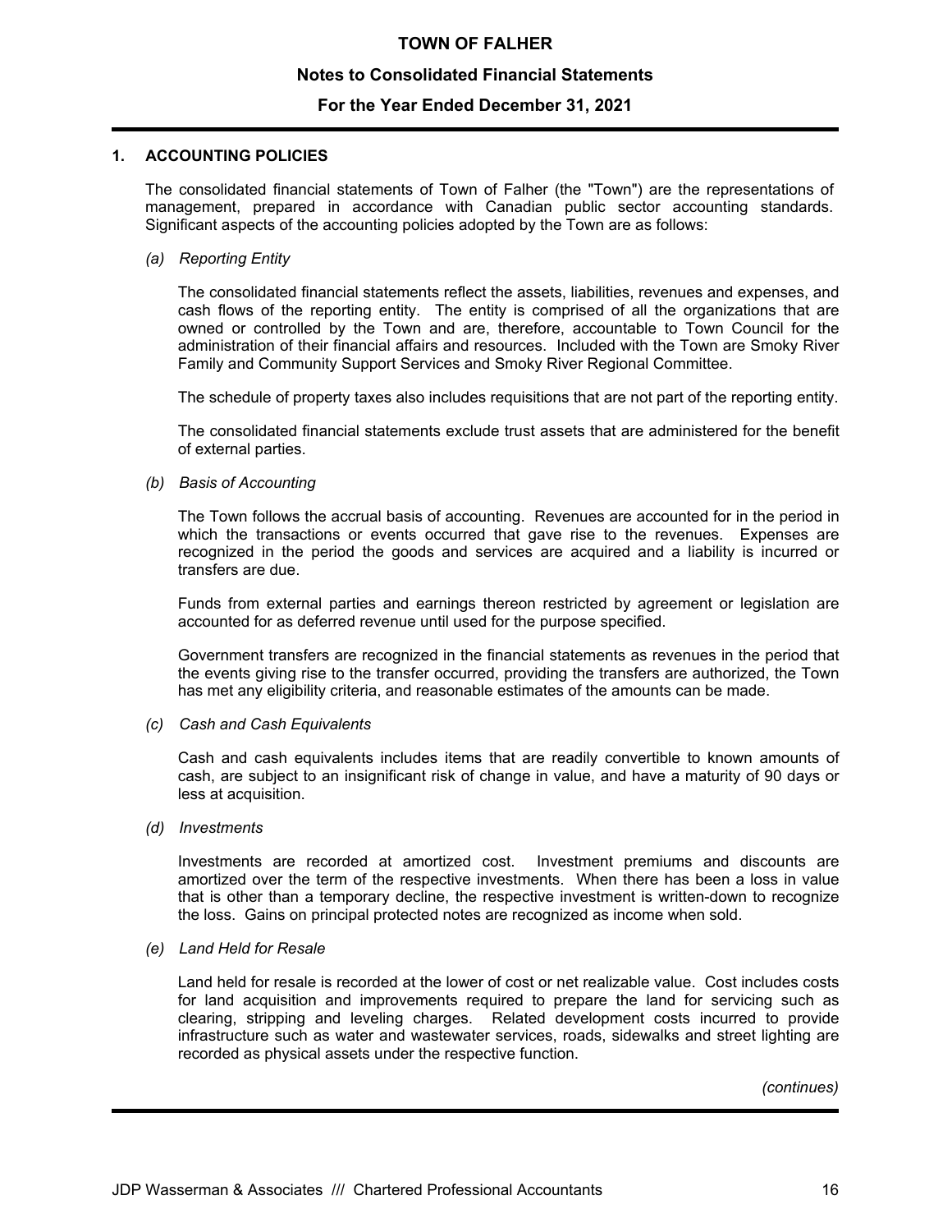# TOWN OF FALHER

## Notes to Consolidated Financial Statements

## For the Year Ended December 31, 2021

### 1. ACCOUNTING POLICIES

The consolidated financial statements of Town of Falher (the "Town") are the representations of management, prepared in accordance with Canadian public sector accounting standards. Significant aspects of the accounting policies adopted by the Town are as follows:

*(a) Reporting Entity*

The consolidated financial statements reflect the assets, liabilities, revenues and expenses, and cash flows of the reporting entity. The entity is comprised of all the organizations that are owned or controlled by the Town and are, therefore, accountable to Town Council for the administration of their financial affairs and resources. Included with the Town are Smoky River Family and Community Support Services and Smoky River Regional Committee.

The schedule of property taxes also includes requisitions that are not part of the reporting entity.

The consolidated financial statements exclude trust assets that are administered for the benefit of external parties.

*(b) Basis of Accounting*

The Town follows the accrual basis of accounting. Revenues are accounted for in the period in which the transactions or events occurred that gave rise to the revenues. Expenses are recognized in the period the goods and services are acquired and a liability is incurred or transfers are due.

Funds from external parties and earnings thereon restricted by agreement or legislation are accounted for as deferred revenue until used for the purpose specified.

Government transfers are recognized in the financial statements as revenues in the period that the events giving rise to the transfer occurred, providing the transfers are authorized, the Town has met any eligibility criteria, and reasonable estimates of the amounts can be made.

*(c) Cash and Cash Equivalents*

Cash and cash equivalents includes items that are readily convertible to known amounts of cash, are subject to an insignificant risk of change in value, and have a maturity of 90 days or less at acquisition.

*(d) Investments*

Investments are recorded at amortized cost. Investment premiums and discounts are amortized over the term of the respective investments. When there has been a loss in value that is other than a temporary decline, the respective investment is written-down to recognize the loss. Gains on principal protected notes are recognized as income when sold.

*(e) Land Held for Resale*

Land held for resale is recorded at the lower of cost or net realizable value. Cost includes costs for land acquisition and improvements required to prepare the land for servicing such as clearing, stripping and leveling charges. Related development costs incurred to provide infrastructure such as water and wastewater services, roads, sidewalks and street lighting are recorded as physical assets under the respective function.

*(continues)*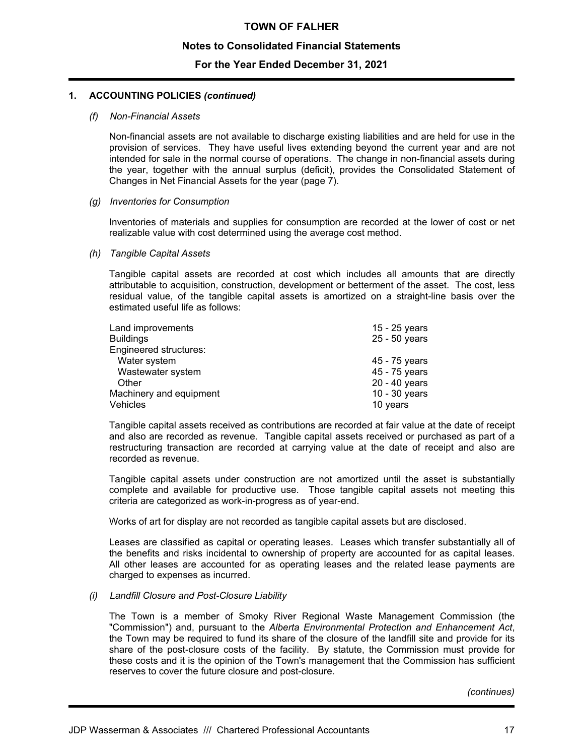## 1. ACCOUNTING POLICIES *(continued)*

### *(f) Non-Financial Assets*

Non-financial assets are not available to discharge existing liabilities and are held for use in the provision of services. They have useful lives extending beyond the current year and are not intended for sale in the normal course of operations. The change in non-financial assets during the year, together with the annual surplus (deficit), provides the Consolidated Statement of Changes in Net Financial Assets for the year (page 7).

### *(g) Inventories for Consumption*

Inventories of materials and supplies for consumption are recorded at the lower of cost or net realizable value with cost determined using the average cost method.

### *(h) Tangible Capital Assets*

Tangible capital assets are recorded at cost which includes all amounts that are directly attributable to acquisition, construction, development or betterment of the asset. The cost, less residual value, of the tangible capital assets is amortized on a straight-line basis over the estimated useful life as follows:

| | |
|---|---|
| Land improvements | 15 - 25 years |
| Buildings | 25 - 50 years |
| Engineered structures: | |
| Water system | 45 - 75 years |
| Wastewater system | 45 - 75 years |
| Other | 20 - 40 years |
| Machinery and equipment | 10 - 30 years |
| Vehicles | 10 years |

Tangible capital assets received as contributions are recorded at fair value at the date of receipt and also are recorded as revenue. Tangible capital assets received or purchased as part of a restructuring transaction are recorded at carrying value at the date of receipt and also are recorded as revenue.

Tangible capital assets under construction are not amortized until the asset is substantially complete and available for productive use. Those tangible capital assets not meeting this criteria are categorized as work-in-progress as of year-end.

Works of art for display are not recorded as tangible capital assets but are disclosed.

Leases are classified as capital or operating leases. Leases which transfer substantially all of the benefits and risks incidental to ownership of property are accounted for as capital leases. All other leases are accounted for as operating leases and the related lease payments are charged to expenses as incurred.

### *(i) Landfill Closure and Post-Closure Liability*

The Town is a member of Smoky River Regional Waste Management Commission (the "Commission") and, pursuant to the *Alberta Environmental Protection and Enhancement Act*, the Town may be required to fund its share of the closure of the landfill site and provide for its share of the post-closure costs of the facility. By statute, the Commission must provide for these costs and it is the opinion of the Town's management that the Commission has sufficient reserves to cover the future closure and post-closure.

*(continues)*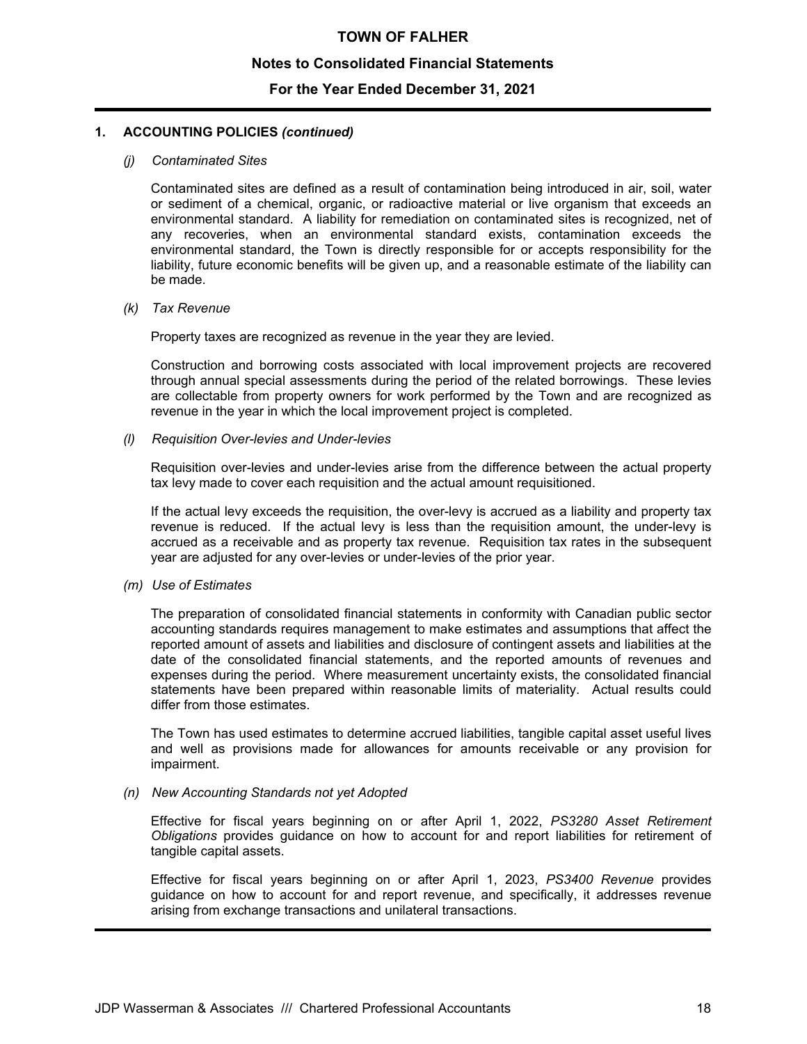## 1. ACCOUNTING POLICIES *(continued)*

### *(j) Contaminated Sites*

Contaminated sites are defined as a result of contamination being introduced in air, soil, water or sediment of a chemical, organic, or radioactive material or live organism that exceeds an environmental standard. A liability for remediation on contaminated sites is recognized, net of any recoveries, when an environmental standard exists, contamination exceeds the environmental standard, the Town is directly responsible for or accepts responsibility for the liability, future economic benefits will be given up, and a reasonable estimate of the liability can be made.

### *(k) Tax Revenue*

Property taxes are recognized as revenue in the year they are levied.

Construction and borrowing costs associated with local improvement projects are recovered through annual special assessments during the period of the related borrowings. These levies are collectable from property owners for work performed by the Town and are recognized as revenue in the year in which the local improvement project is completed.

### *(l) Requisition Over-levies and Under-levies*

Requisition over-levies and under-levies arise from the difference between the actual property tax levy made to cover each requisition and the actual amount requisitioned.

If the actual levy exceeds the requisition, the over-levy is accrued as a liability and property tax revenue is reduced. If the actual levy is less than the requisition amount, the under-levy is accrued as a receivable and as property tax revenue. Requisition tax rates in the subsequent year are adjusted for any over-levies or under-levies of the prior year.

### *(m) Use of Estimates*

The preparation of consolidated financial statements in conformity with Canadian public sector accounting standards requires management to make estimates and assumptions that affect the reported amount of assets and liabilities and disclosure of contingent assets and liabilities at the date of the consolidated financial statements, and the reported amounts of revenues and expenses during the period. Where measurement uncertainty exists, the consolidated financial statements have been prepared within reasonable limits of materiality. Actual results could differ from those estimates.

The Town has used estimates to determine accrued liabilities, tangible capital asset useful lives and well as provisions made for allowances for amounts receivable or any provision for impairment.

### *(n) New Accounting Standards not yet Adopted*

Effective for fiscal years beginning on or after April 1, 2022, *PS3280 Asset Retirement Obligations* provides guidance on how to account for and report liabilities for retirement of tangible capital assets.

Effective for fiscal years beginning on or after April 1, 2023, *PS3400 Revenue* provides guidance on how to account for and report revenue, and specifically, it addresses revenue arising from exchange transactions and unilateral transactions.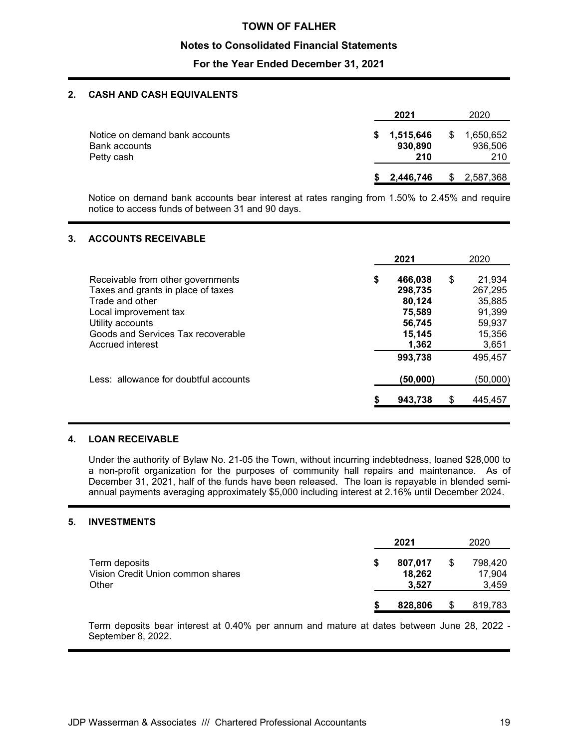## 2. CASH AND CASH EQUIVALENTS

| | 2021 | 2020 |
|---|---|---|
| Notice on demand bank accounts | $ 1,515,646 | $ 1,650,652 |
| Bank accounts | 930,890 | 936,506 |
| Petty cash | 210 | 210 |
| | $ 2,446,746 | $ 2,587,368 |

Notice on demand bank accounts bear interest at rates ranging from 1.50% to 2.45% and require notice to access funds of between 31 and 90 days.

## 3. ACCOUNTS RECEIVABLE

| | 2021 | 2020 |
|---|---|---|
| Receivable from other governments | $ 466,038 | $ 21,934 |
| Taxes and grants in place of taxes | 298,735 | 267,295 |
| Trade and other | 80,124 | 35,885 |
| Local improvement tax | 75,589 | 91,399 |
| Utility accounts | 56,745 | 59,937 |
| Goods and Services Tax recoverable | 15,145 | 15,356 |
| Accrued interest | 1,362 | 3,651 |
| | 993,738 | 495,457 |
| Less: allowance for doubtful accounts | (50,000) | (50,000) |
| | $ 943,738 | $ 445,457 |

## 4. LOAN RECEIVABLE

Under the authority of Bylaw No. 21-05 the Town, without incurring indebtedness, loaned $28,000 to a non-profit organization for the purposes of community hall repairs and maintenance. As of December 31, 2021, half of the funds have been released. The loan is repayable in blended semi-annual payments averaging approximately $5,000 including interest at 2.16% until December 2024.

## 5. INVESTMENTS

| | 2021 | 2020 |
|---|---|---|
| Term deposits | $ 807,017 | $ 798,420 |
| Vision Credit Union common shares | 18,262 | 17,904 |
| Other | 3,527 | 3,459 |
| | $ 828,806 | $ 819,783 |

Term deposits bear interest at 0.40% per annum and mature at dates between June 28, 2022 - September 8, 2022.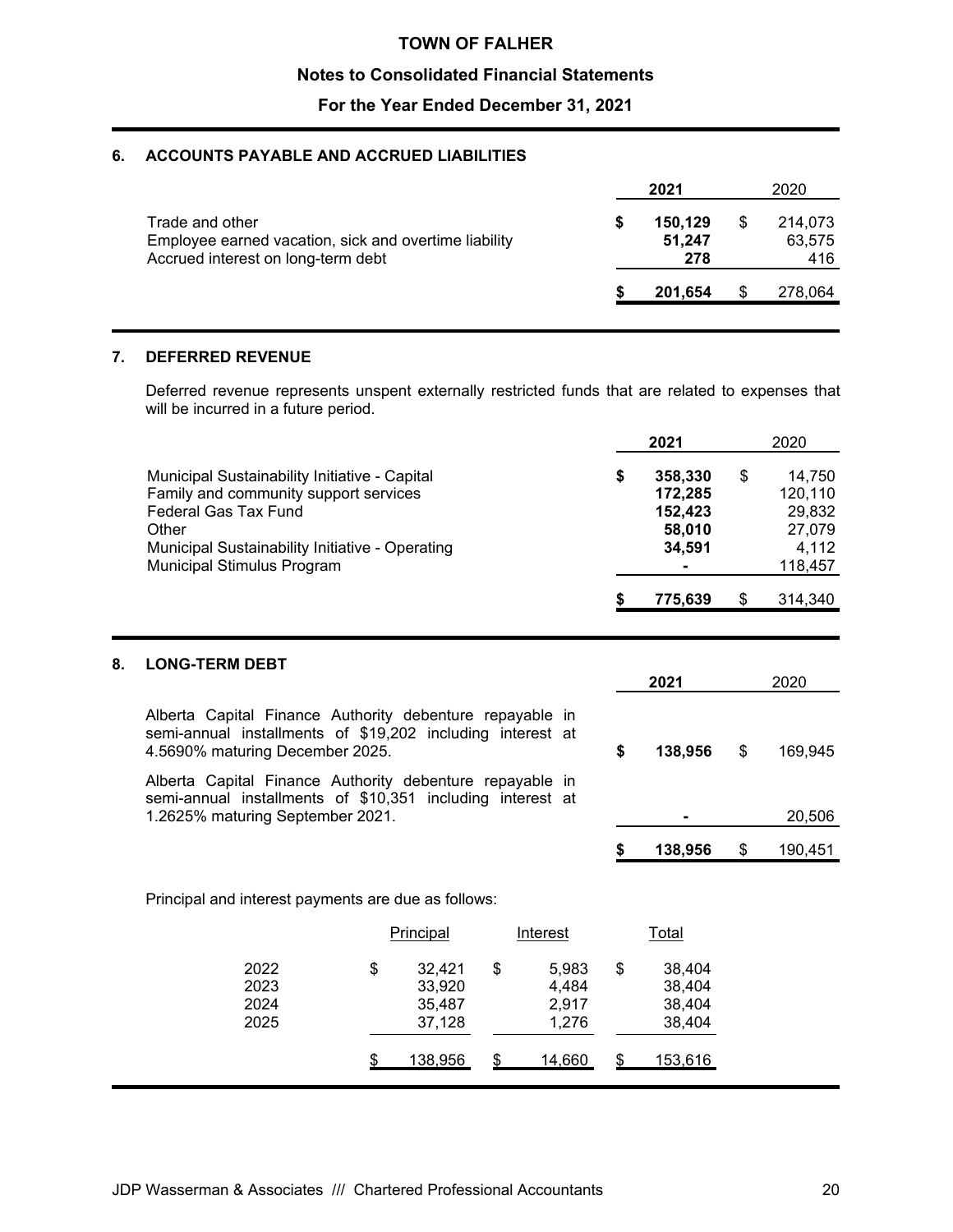# TOWN OF FALHER

## Notes to Consolidated Financial Statements

## For the Year Ended December 31, 2021

### 6. ACCOUNTS PAYABLE AND ACCRUED LIABILITIES

| | **2021** | 2020 |
|---|---|---|
| Trade and other | **$ 150,129** | $ 214,073 |
| Employee earned vacation, sick and overtime liability | **51,247** | 63,575 |
| Accrued interest on long-term debt | **278** | 416 |
| | **$ 201,654** | $ 278,064 |

### 7. DEFERRED REVENUE

Deferred revenue represents unspent externally restricted funds that are related to expenses that will be incurred in a future period.

| | **2021** | 2020 |
|---|---|---|
| Municipal Sustainability Initiative - Capital | **$ 358,330** | $ 14,750 |
| Family and community support services | **172,285** | 120,110 |
| Federal Gas Tax Fund | **152,423** | 29,832 |
| Other | **58,010** | 27,079 |
| Municipal Sustainability Initiative - Operating | **34,591** | 4,112 |
| Municipal Stimulus Program | **-** | 118,457 |
| | **$ 775,639** | $ 314,340 |

### 8. LONG-TERM DEBT

| | **2021** | 2020 |
|---|---|---|
| Alberta Capital Finance Authority debenture repayable in semi-annual installments of $19,202 including interest at 4.5690% maturing December 2025. | **$ 138,956** | $ 169,945 |
| Alberta Capital Finance Authority debenture repayable in semi-annual installments of $10,351 including interest at 1.2625% maturing September 2021. | **-** | 20,506 |
| | **$ 138,956** | $ 190,451 |

Principal and interest payments are due as follows:

| | Principal | Interest | Total |
|---|---|---|---|
| 2022 | $ 32,421 | $ 5,983 | $ 38,404 |
| 2023 | 33,920 | 4,484 | 38,404 |
| 2024 | 35,487 | 2,917 | 38,404 |
| 2025 | 37,128 | 1,276 | 38,404 |
| | $ 138,956 | $ 14,660 | $ 153,616 |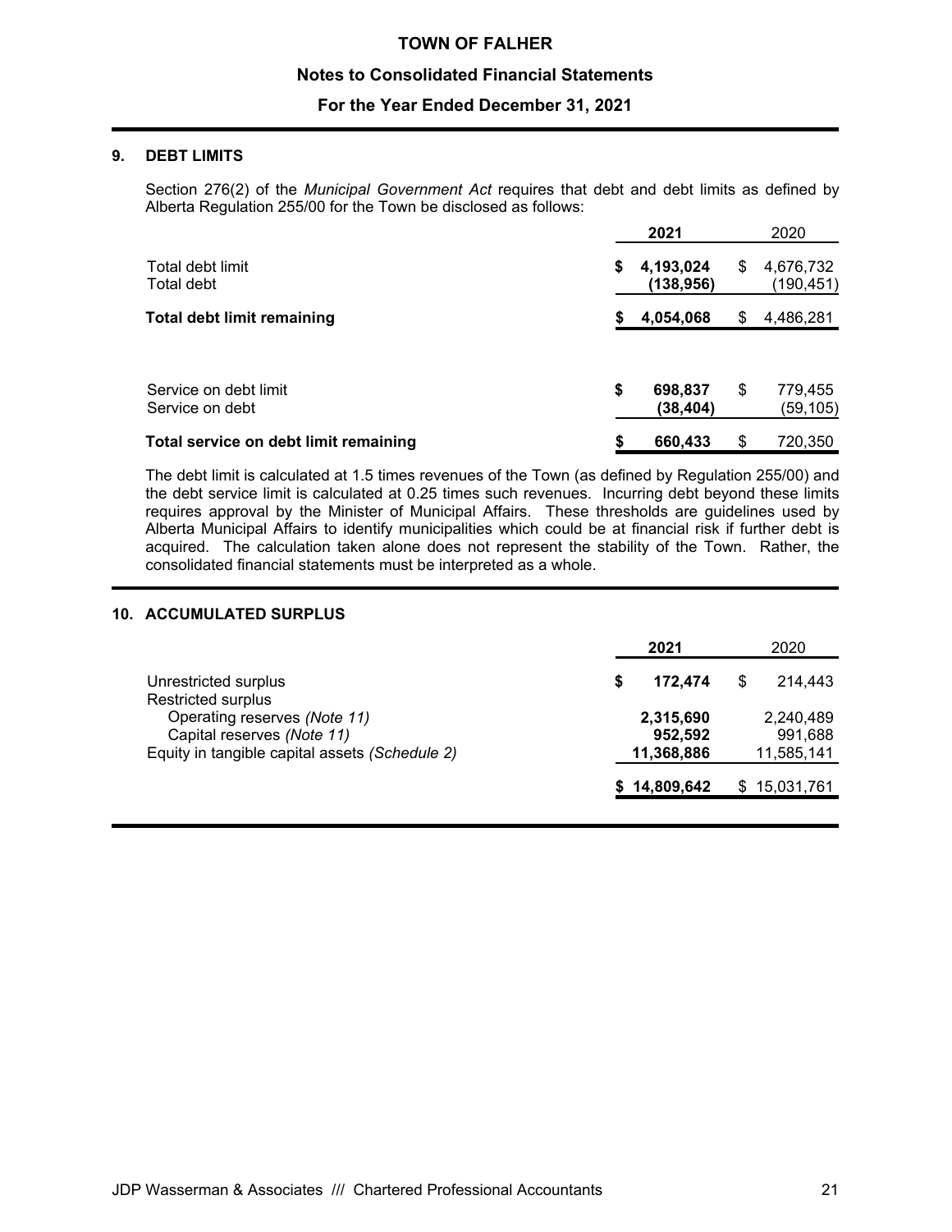## 9. DEBT LIMITS

Section 276(2) of the *Municipal Government Act* requires that debt and debt limits as defined by Alberta Regulation 255/00 for the Town be disclosed as follows:

| | 2021 | 2020 |
|---|---|---|
| Total debt limit | $ 4,193,024 | $ 4,676,732 |
| Total debt | (138,956) | (190,451) |
| **Total debt limit remaining** | **$ 4,054,068** | $ 4,486,281 |
| | | |
| Service on debt limit | $ 698,837 | $ 779,455 |
| Service on debt | (38,404) | (59,105) |
| **Total service on debt limit remaining** | **$ 660,433** | $ 720,350 |

The debt limit is calculated at 1.5 times revenues of the Town (as defined by Regulation 255/00) and the debt service limit is calculated at 0.25 times such revenues. Incurring debt beyond these limits requires approval by the Minister of Municipal Affairs. These thresholds are guidelines used by Alberta Municipal Affairs to identify municipalities which could be at financial risk if further debt is acquired. The calculation taken alone does not represent the stability of the Town. Rather, the consolidated financial statements must be interpreted as a whole.

## 10. ACCUMULATED SURPLUS

| | 2021 | 2020 |
|---|---|---|
| Unrestricted surplus | $ 172,474 | $ 214,443 |
| Restricted surplus | | |
| Operating reserves *(Note 11)* | 2,315,690 | 2,240,489 |
| Capital reserves *(Note 11)* | 952,592 | 991,688 |
| Equity in tangible capital assets *(Schedule 2)* | 11,368,886 | 11,585,141 |
| | $ 14,809,642 | $ 15,031,761 |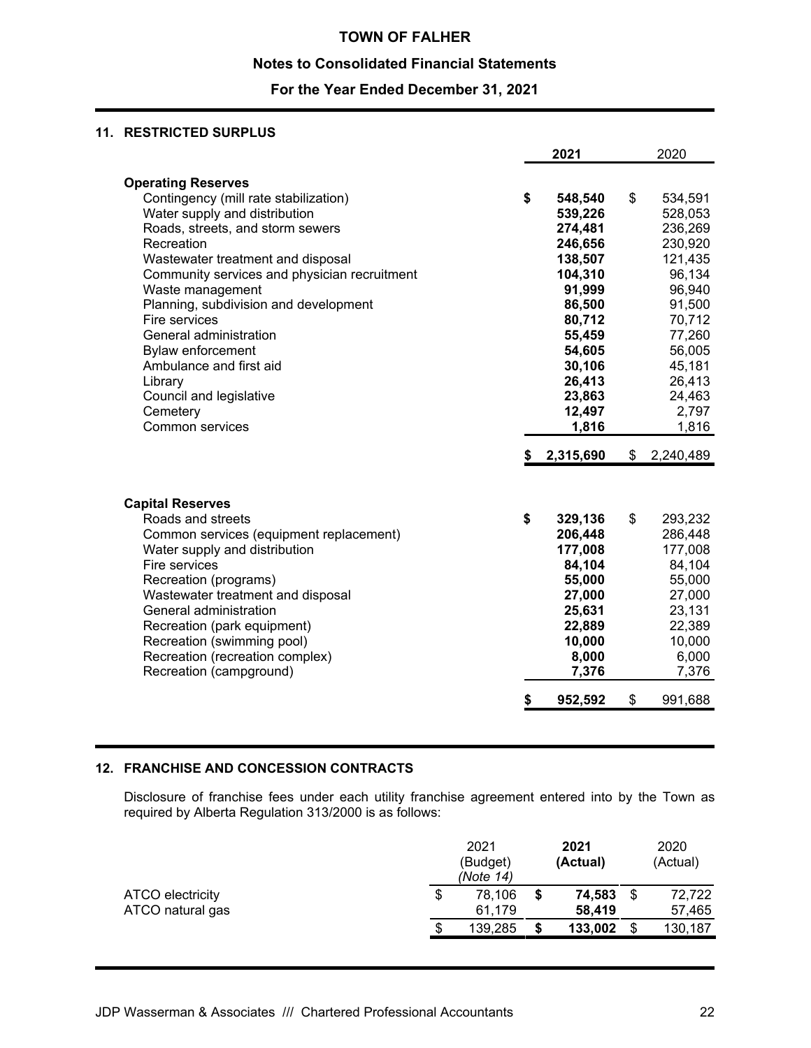# TOWN OF FALHER

## Notes to Consolidated Financial Statements

## For the Year Ended December 31, 2021

### 11. RESTRICTED SURPLUS

| | **2021** | 2020 |
|---|---|---|
| **Operating Reserves** | | |
| Contingency (mill rate stabilization) | **$ 548,540** | $ 534,591 |
| Water supply and distribution | **539,226** | 528,053 |
| Roads, streets, and storm sewers | **274,481** | 236,269 |
| Recreation | **246,656** | 230,920 |
| Wastewater treatment and disposal | **138,507** | 121,435 |
| Community services and physician recruitment | **104,310** | 96,134 |
| Waste management | **91,999** | 96,940 |
| Planning, subdivision and development | **86,500** | 91,500 |
| Fire services | **80,712** | 70,712 |
| General administration | **55,459** | 77,260 |
| Bylaw enforcement | **54,605** | 56,005 |
| Ambulance and first aid | **30,106** | 45,181 |
| Library | **26,413** | 26,413 |
| Council and legislative | **23,863** | 24,463 |
| Cemetery | **12,497** | 2,797 |
| Common services | **1,816** | 1,816 |
| | **$ 2,315,690** | $ 2,240,489 |
| **Capital Reserves** | | |
| Roads and streets | **$ 329,136** | $ 293,232 |
| Common services (equipment replacement) | **206,448** | 286,448 |
| Water supply and distribution | **177,008** | 177,008 |
| Fire services | **84,104** | 84,104 |
| Recreation (programs) | **55,000** | 55,000 |
| Wastewater treatment and disposal | **27,000** | 27,000 |
| General administration | **25,631** | 23,131 |
| Recreation (park equipment) | **22,889** | 22,389 |
| Recreation (swimming pool) | **10,000** | 10,000 |
| Recreation (recreation complex) | **8,000** | 6,000 |
| Recreation (campground) | **7,376** | 7,376 |
| | **$ 952,592** | $ 991,688 |

### 12. FRANCHISE AND CONCESSION CONTRACTS

Disclosure of franchise fees under each utility franchise agreement entered into by the Town as required by Alberta Regulation 313/2000 is as follows:

| | 2021 (Budget) *(Note 14)* | **2021 (Actual)** | 2020 (Actual) |
|---|---|---|---|
| ATCO electricity | $ 78,106 | **$ 74,583** | $ 72,722 |
| ATCO natural gas | 61,179 | **58,419** | 57,465 |
| | $ 139,285 | **$ 133,002** | $ 130,187 |

JDP Wasserman & Associates /// Chartered Professional Accountants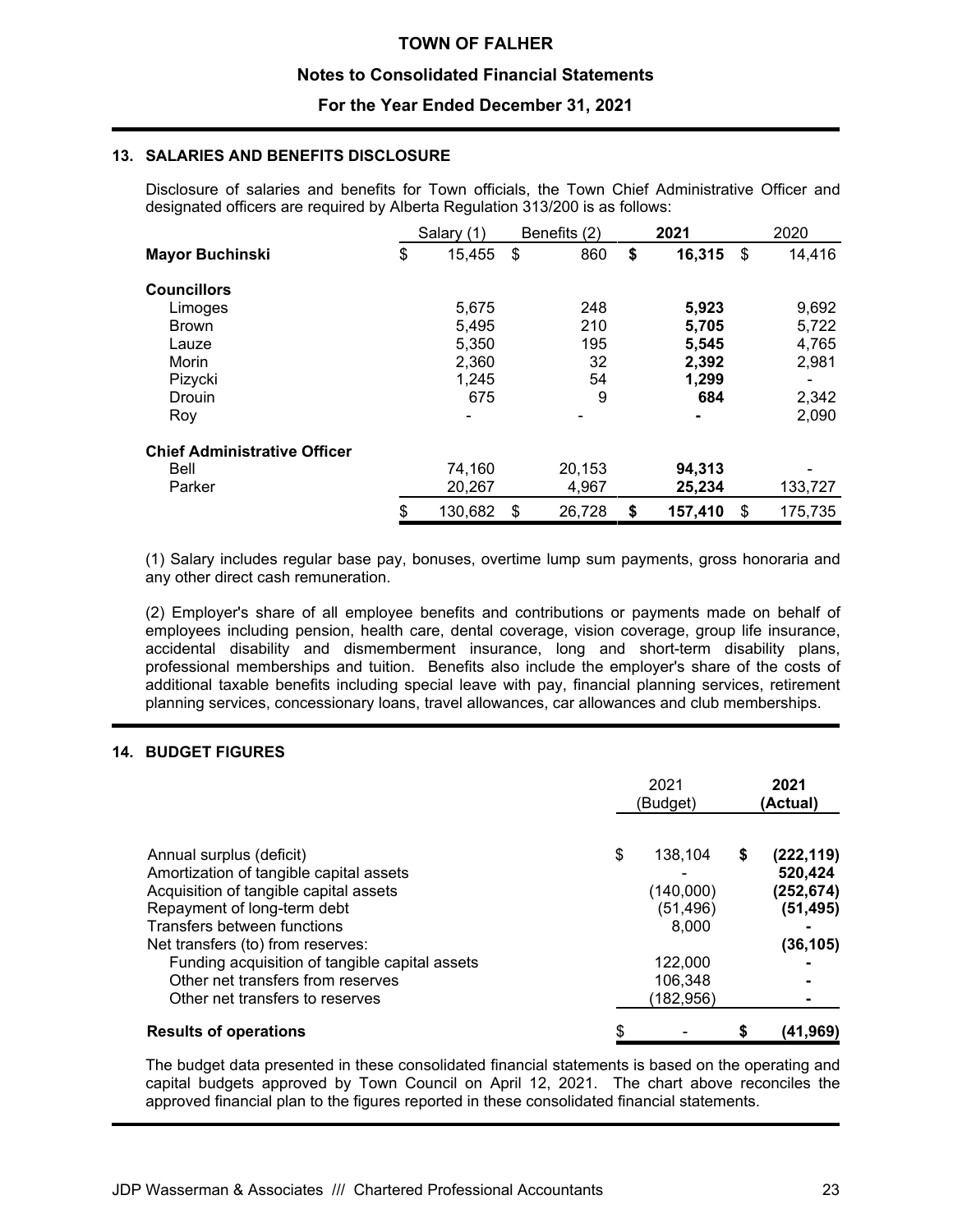# TOWN OF FALHER

## Notes to Consolidated Financial Statements

## For the Year Ended December 31, 2021

### 13. SALARIES AND BENEFITS DISCLOSURE

Disclosure of salaries and benefits for Town officials, the Town Chief Administrative Officer and designated officers are required by Alberta Regulation 313/200 is as follows:

| | Salary (1) | Benefits (2) | **2021** | 2020 |
|---|---|---|---|---|
| **Mayor Buchinski** | $ 15,455 | $ 860 | **$ 16,315** | $ 14,416 |
| **Councillors** | | | | |
| Limoges | 5,675 | 248 | **5,923** | 9,692 |
| Brown | 5,495 | 210 | **5,705** | 5,722 |
| Lauze | 5,350 | 195 | **5,545** | 4,765 |
| Morin | 2,360 | 32 | **2,392** | 2,981 |
| Pizycki | 1,245 | 54 | **1,299** | - |
| Drouin | 675 | 9 | **684** | 2,342 |
| Roy | - | - | **-** | 2,090 |
| **Chief Administrative Officer** | | | | |
| Bell | 74,160 | 20,153 | **94,313** | - |
| Parker | 20,267 | 4,967 | **25,234** | 133,727 |
| | $ 130,682 | $ 26,728 | **$ 157,410** | $ 175,735 |

(1) Salary includes regular base pay, bonuses, overtime lump sum payments, gross honoraria and any other direct cash remuneration.

(2) Employer's share of all employee benefits and contributions or payments made on behalf of employees including pension, health care, dental coverage, vision coverage, group life insurance, accidental disability and dismemberment insurance, long and short-term disability plans, professional memberships and tuition. Benefits also include the employer's share of the costs of additional taxable benefits including special leave with pay, financial planning services, retirement planning services, concessionary loans, travel allowances, car allowances and club memberships.

### 14. BUDGET FIGURES

| | 2021 (Budget) | **2021 (Actual)** |
|---|---|---|
| Annual surplus (deficit) | $ 138,104 | **$ (222,119)** |
| Amortization of tangible capital assets | - | **520,424** |
| Acquisition of tangible capital assets | (140,000) | **(252,674)** |
| Repayment of long-term debt | (51,496) | **(51,495)** |
| Transfers between functions | 8,000 | **-** |
| Net transfers (to) from reserves: | | **(36,105)** |
| Funding acquisition of tangible capital assets | 122,000 | **-** |
| Other net transfers from reserves | 106,348 | **-** |
| Other net transfers to reserves | (182,956) | **-** |
| **Results of operations** | $ - | **$ (41,969)** |

The budget data presented in these consolidated financial statements is based on the operating and capital budgets approved by Town Council on April 12, 2021. The chart above reconciles the approved financial plan to the figures reported in these consolidated financial statements.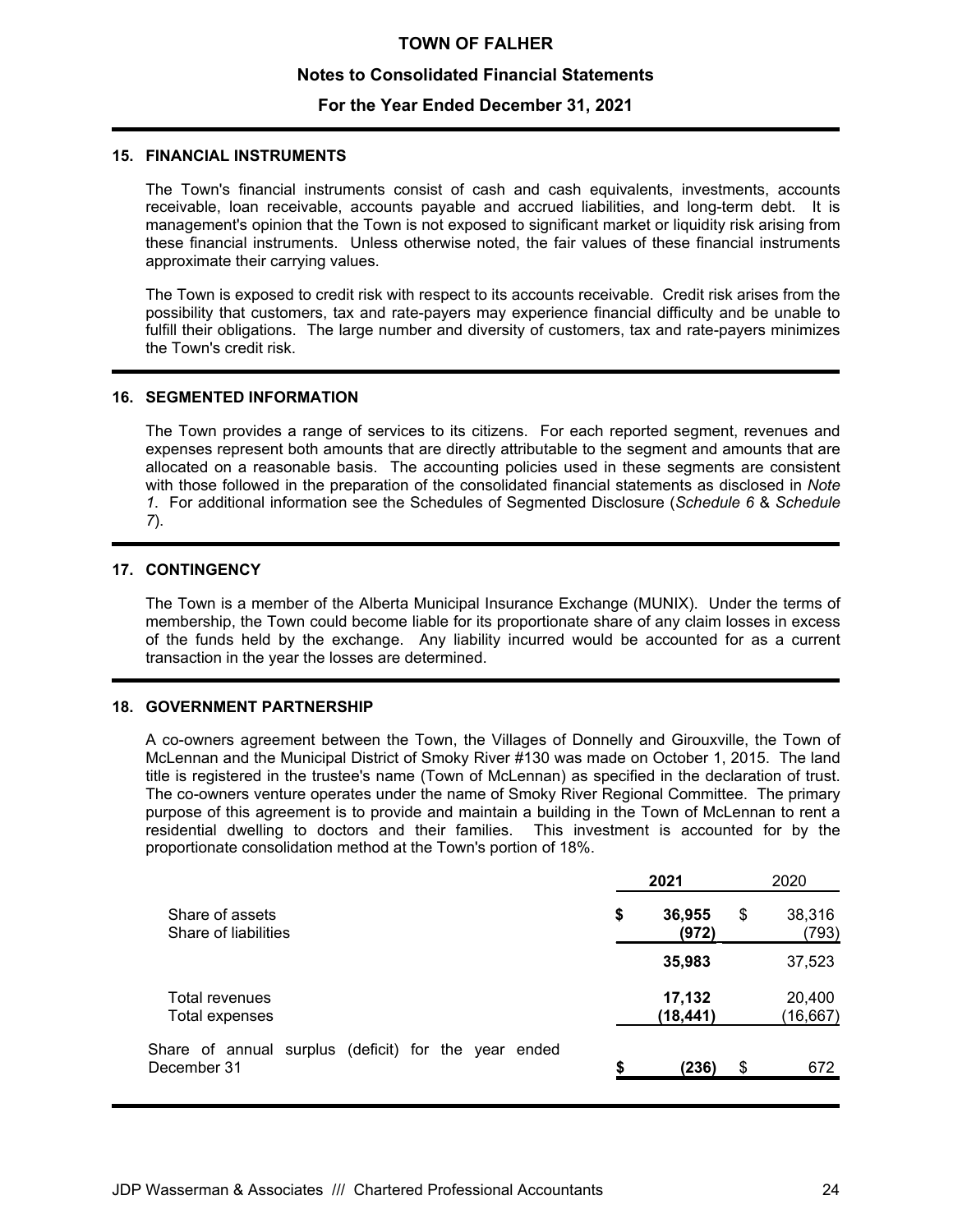## 15. FINANCIAL INSTRUMENTS

The Town's financial instruments consist of cash and cash equivalents, investments, accounts receivable, loan receivable, accounts payable and accrued liabilities, and long-term debt. It is management's opinion that the Town is not exposed to significant market or liquidity risk arising from these financial instruments. Unless otherwise noted, the fair values of these financial instruments approximate their carrying values.

The Town is exposed to credit risk with respect to its accounts receivable. Credit risk arises from the possibility that customers, tax and rate-payers may experience financial difficulty and be unable to fulfill their obligations. The large number and diversity of customers, tax and rate-payers minimizes the Town's credit risk.

## 16. SEGMENTED INFORMATION

The Town provides a range of services to its citizens. For each reported segment, revenues and expenses represent both amounts that are directly attributable to the segment and amounts that are allocated on a reasonable basis. The accounting policies used in these segments are consistent with those followed in the preparation of the consolidated financial statements as disclosed in *Note 1*. For additional information see the Schedules of Segmented Disclosure (*Schedule 6* & *Schedule 7*).

## 17. CONTINGENCY

The Town is a member of the Alberta Municipal Insurance Exchange (MUNIX). Under the terms of membership, the Town could become liable for its proportionate share of any claim losses in excess of the funds held by the exchange. Any liability incurred would be accounted for as a current transaction in the year the losses are determined.

## 18. GOVERNMENT PARTNERSHIP

A co-owners agreement between the Town, the Villages of Donnelly and Girouxville, the Town of McLennan and the Municipal District of Smoky River #130 was made on October 1, 2015. The land title is registered in the trustee's name (Town of McLennan) as specified in the declaration of trust. The co-owners venture operates under the name of Smoky River Regional Committee. The primary purpose of this agreement is to provide and maintain a building in the Town of McLennan to rent a residential dwelling to doctors and their families. This investment is accounted for by the proportionate consolidation method at the Town's portion of 18%.

| | **2021** | 2020 |
|---|---|---|
| Share of assets | **$ 36,955** | $ 38,316 |
| Share of liabilities | **(972)** | (793) |
| | **35,983** | 37,523 |
| Total revenues | **17,132** | 20,400 |
| Total expenses | **(18,441)** | (16,667) |
| Share of annual surplus (deficit) for the year ended December 31 | **$ (236)** | $ 672 |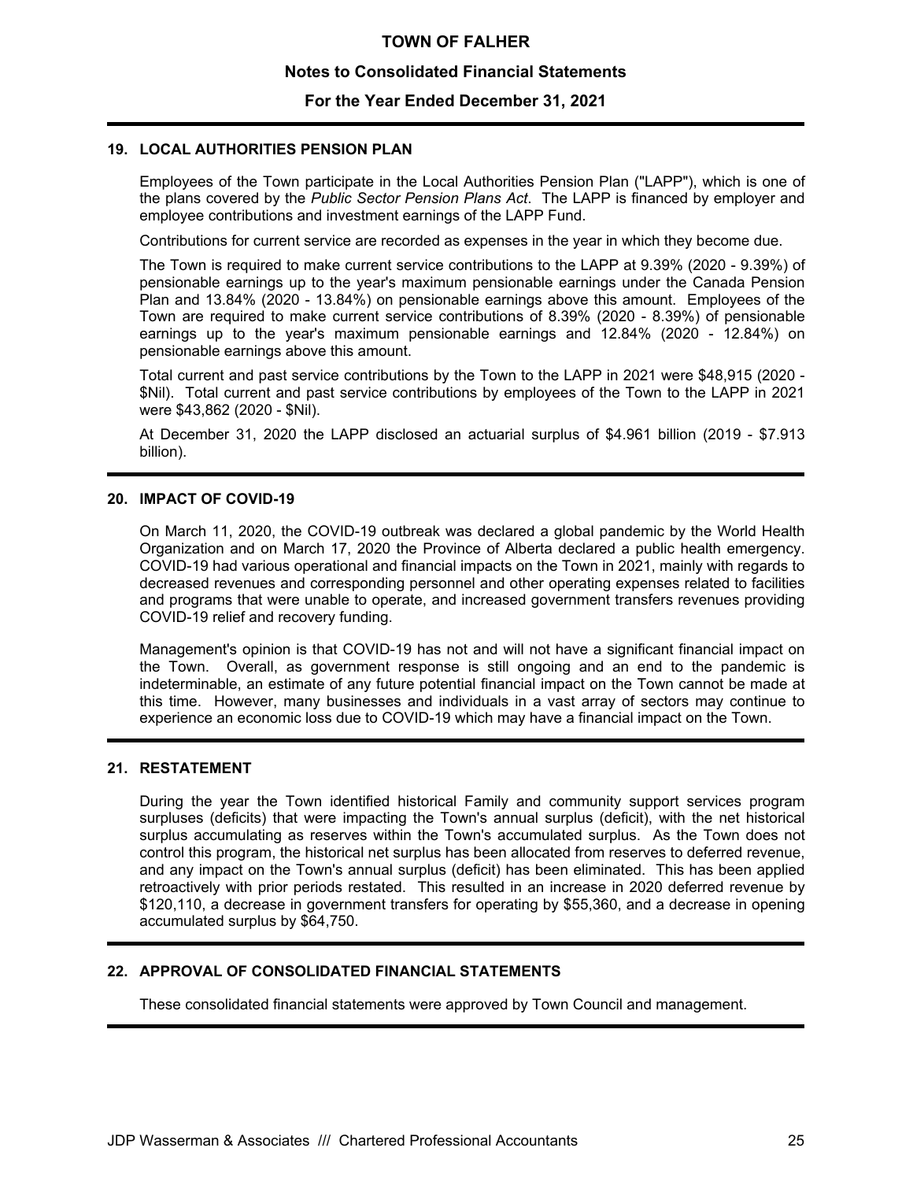## 19. LOCAL AUTHORITIES PENSION PLAN

Employees of the Town participate in the Local Authorities Pension Plan ("LAPP"), which is one of the plans covered by the *Public Sector Pension Plans Act*. The LAPP is financed by employer and employee contributions and investment earnings of the LAPP Fund.

Contributions for current service are recorded as expenses in the year in which they become due.

The Town is required to make current service contributions to the LAPP at 9.39% (2020 - 9.39%) of pensionable earnings up to the year's maximum pensionable earnings under the Canada Pension Plan and 13.84% (2020 - 13.84%) on pensionable earnings above this amount. Employees of the Town are required to make current service contributions of 8.39% (2020 - 8.39%) of pensionable earnings up to the year's maximum pensionable earnings and 12.84% (2020 - 12.84%) on pensionable earnings above this amount.

Total current and past service contributions by the Town to the LAPP in 2021 were $48,915 (2020 - $Nil). Total current and past service contributions by employees of the Town to the LAPP in 2021 were $43,862 (2020 - $Nil).

At December 31, 2020 the LAPP disclosed an actuarial surplus of $4.961 billion (2019 - $7.913 billion).

## 20. IMPACT OF COVID-19

On March 11, 2020, the COVID-19 outbreak was declared a global pandemic by the World Health Organization and on March 17, 2020 the Province of Alberta declared a public health emergency. COVID-19 had various operational and financial impacts on the Town in 2021, mainly with regards to decreased revenues and corresponding personnel and other operating expenses related to facilities and programs that were unable to operate, and increased government transfers revenues providing COVID-19 relief and recovery funding.

Management's opinion is that COVID-19 has not and will not have a significant financial impact on the Town. Overall, as government response is still ongoing and an end to the pandemic is indeterminable, an estimate of any future potential financial impact on the Town cannot be made at this time. However, many businesses and individuals in a vast array of sectors may continue to experience an economic loss due to COVID-19 which may have a financial impact on the Town.

## 21. RESTATEMENT

During the year the Town identified historical Family and community support services program surpluses (deficits) that were impacting the Town's annual surplus (deficit), with the net historical surplus accumulating as reserves within the Town's accumulated surplus. As the Town does not control this program, the historical net surplus has been allocated from reserves to deferred revenue, and any impact on the Town's annual surplus (deficit) has been eliminated. This has been applied retroactively with prior periods restated. This resulted in an increase in 2020 deferred revenue by $120,110, a decrease in government transfers for operating by $55,360, and a decrease in opening accumulated surplus by $64,750.

## 22. APPROVAL OF CONSOLIDATED FINANCIAL STATEMENTS

These consolidated financial statements were approved by Town Council and management.